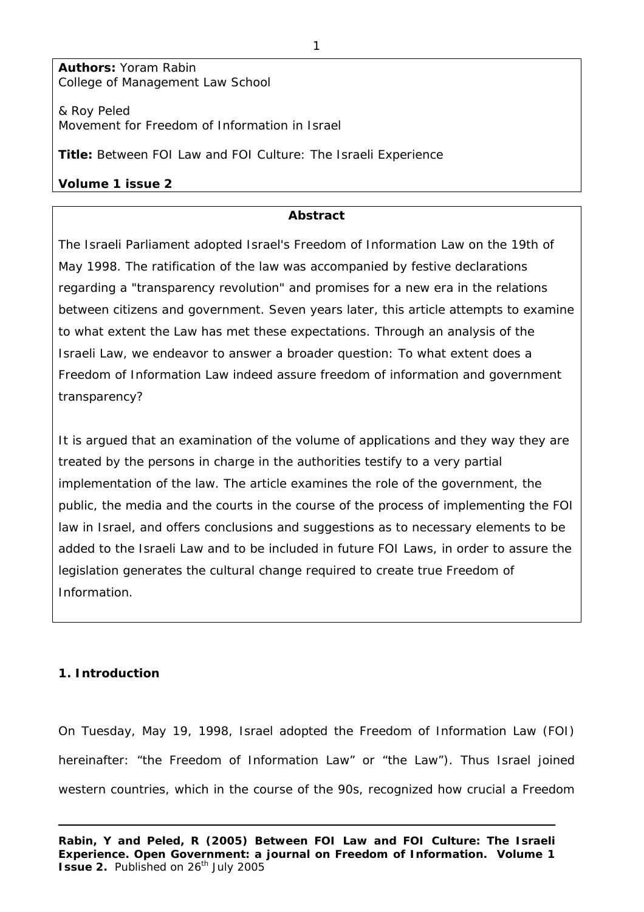**Authors:** Yoram Rabin
College of Management Law School

& Roy Peled
Movement for Freedom of Information in Israel

**Title:** Between FOI Law and FOI Culture: The Israeli Experience

**Volume 1 issue 2**

**Abstract**

The Israeli Parliament adopted Israel's Freedom of Information Law on the 19th of May 1998. The ratification of the law was accompanied by festive declarations regarding a "transparency revolution" and promises for a new era in the relations between citizens and government. Seven years later, this article attempts to examine to what extent the Law has met these expectations. Through an analysis of the Israeli Law, we endeavor to answer a broader question: To what extent does a Freedom of Information Law indeed assure freedom of information and government transparency?

It is argued that an examination of the volume of applications and they way they are treated by the persons in charge in the authorities testify to a very partial implementation of the law. The article examines the role of the government, the public, the media and the courts in the course of the process of implementing the FOI law in Israel, and offers conclusions and suggestions as to necessary elements to be added to the Israeli Law and to be included in future FOI Laws, in order to assure the legislation generates the cultural change required to create true Freedom of Information.

## 1. Introduction

On Tuesday, May 19, 1998, Israel adopted the Freedom of Information Law (FOI) hereinafter: "the Freedom of Information Law" or "the Law"). Thus Israel joined western countries, which in the course of the 90s, recognized how crucial a Freedom

---

**Rabin, Y and Peled, R (2005) Between FOI Law and FOI Culture: The Israeli Experience. Open Government: a journal on Freedom of Information. Volume 1 Issue 2.** Published on 26th July 2005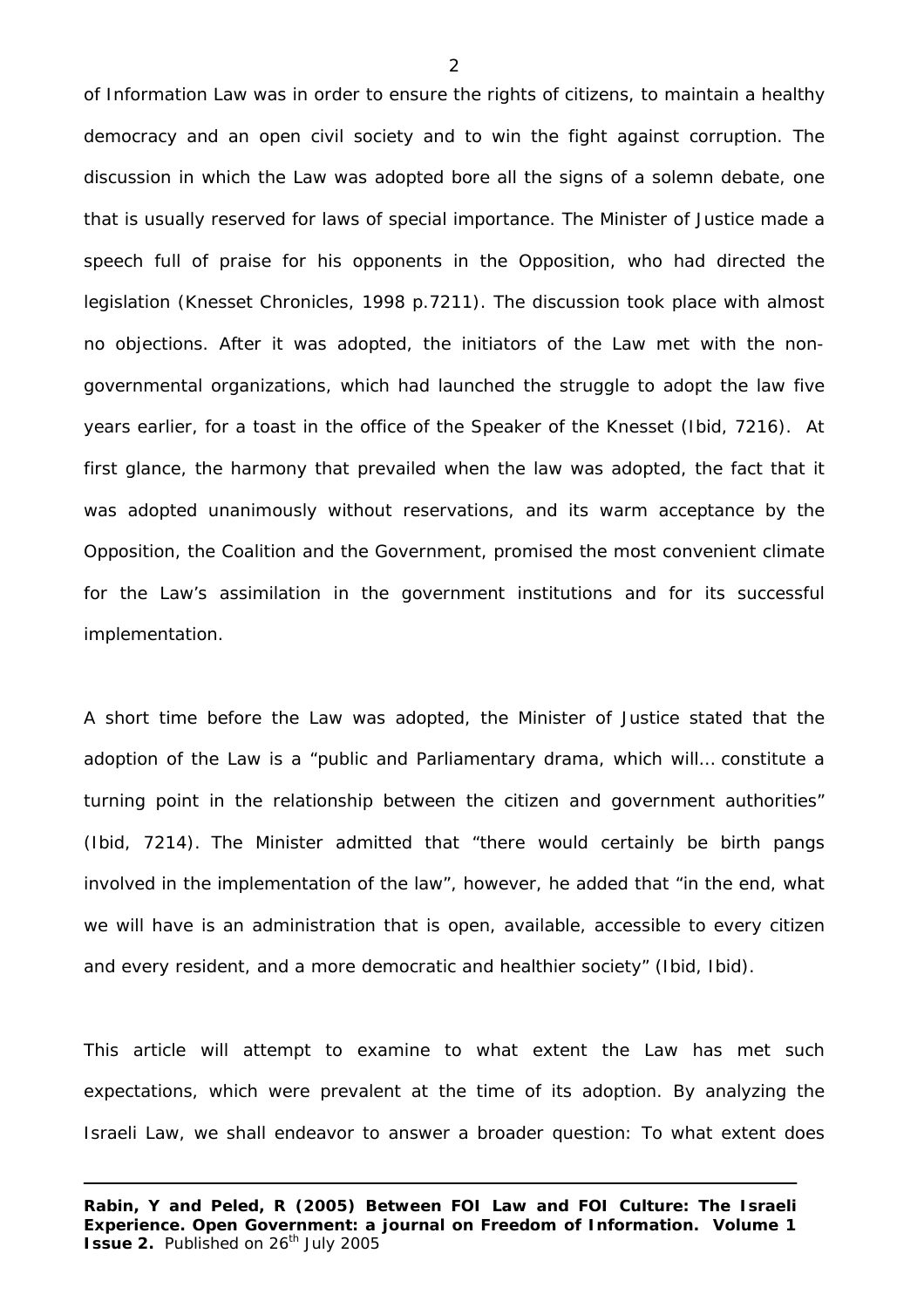of Information Law was in order to ensure the rights of citizens, to maintain a healthy democracy and an open civil society and to win the fight against corruption. The discussion in which the Law was adopted bore all the signs of a solemn debate, one that is usually reserved for laws of special importance. The Minister of Justice made a speech full of praise for his opponents in the Opposition, who had directed the legislation (Knesset Chronicles, 1998 p.7211). The discussion took place with almost no objections. After it was adopted, the initiators of the Law met with the non-governmental organizations, which had launched the struggle to adopt the law five years earlier, for a toast in the office of the Speaker of the Knesset (Ibid, 7216). At first glance, the harmony that prevailed when the law was adopted, the fact that it was adopted unanimously without reservations, and its warm acceptance by the Opposition, the Coalition and the Government, promised the most convenient climate for the Law's assimilation in the government institutions and for its successful implementation.

A short time before the Law was adopted, the Minister of Justice stated that the adoption of the Law is a "public and Parliamentary drama, which will… constitute a turning point in the relationship between the citizen and government authorities" (Ibid, 7214). The Minister admitted that "there would certainly be birth pangs involved in the implementation of the law", however, he added that "in the end, what we will have is an administration that is open, available, accessible to every citizen and every resident, and a more democratic and healthier society" (Ibid, Ibid).

This article will attempt to examine to what extent the Law has met such expectations, which were prevalent at the time of its adoption. By analyzing the Israeli Law, we shall endeavor to answer a broader question: To what extent does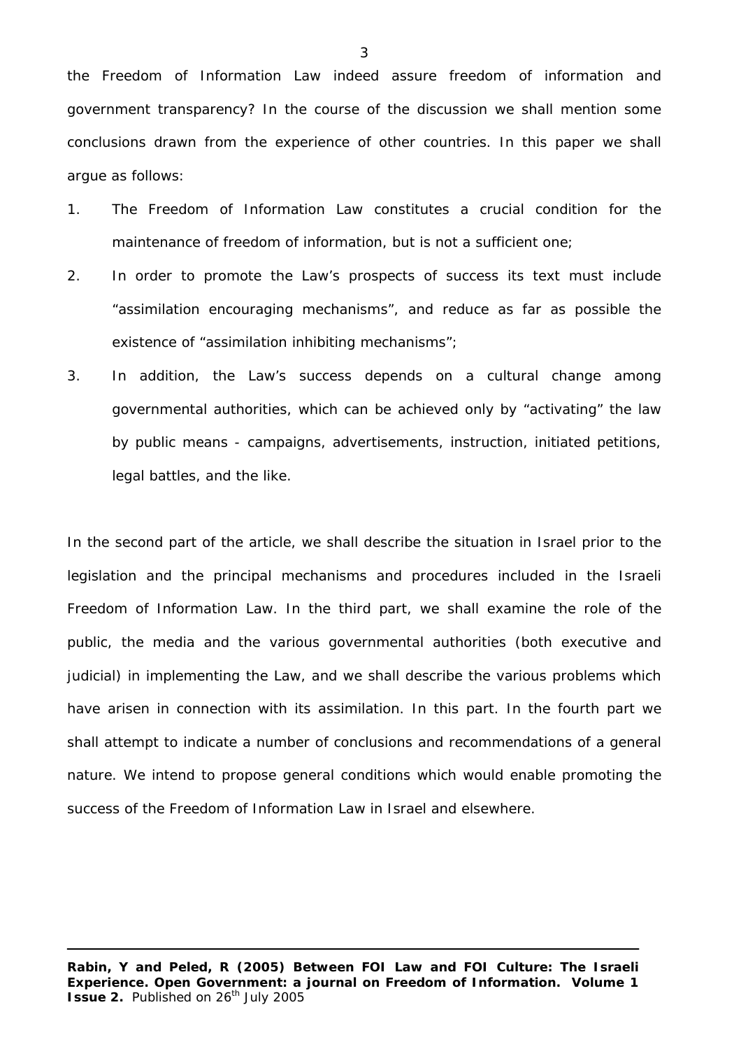the Freedom of Information Law indeed assure freedom of information and government transparency? In the course of the discussion we shall mention some conclusions drawn from the experience of other countries. In this paper we shall argue as follows:

1. The Freedom of Information Law constitutes a crucial condition for the maintenance of freedom of information, but is not a sufficient one;
2. In order to promote the Law's prospects of success its text must include "assimilation encouraging mechanisms", and reduce as far as possible the existence of "assimilation inhibiting mechanisms";
3. In addition, the Law's success depends on a cultural change among governmental authorities, which can be achieved only by "activating" the law by public means - campaigns, advertisements, instruction, initiated petitions, legal battles, and the like.

In the second part of the article, we shall describe the situation in Israel prior to the legislation and the principal mechanisms and procedures included in the Israeli Freedom of Information Law. In the third part, we shall examine the role of the public, the media and the various governmental authorities (both executive and judicial) in implementing the Law, and we shall describe the various problems which have arisen in connection with its assimilation. In this part. In the fourth part we shall attempt to indicate a number of conclusions and recommendations of a general nature. We intend to propose general conditions which would enable promoting the success of the Freedom of Information Law in Israel and elsewhere.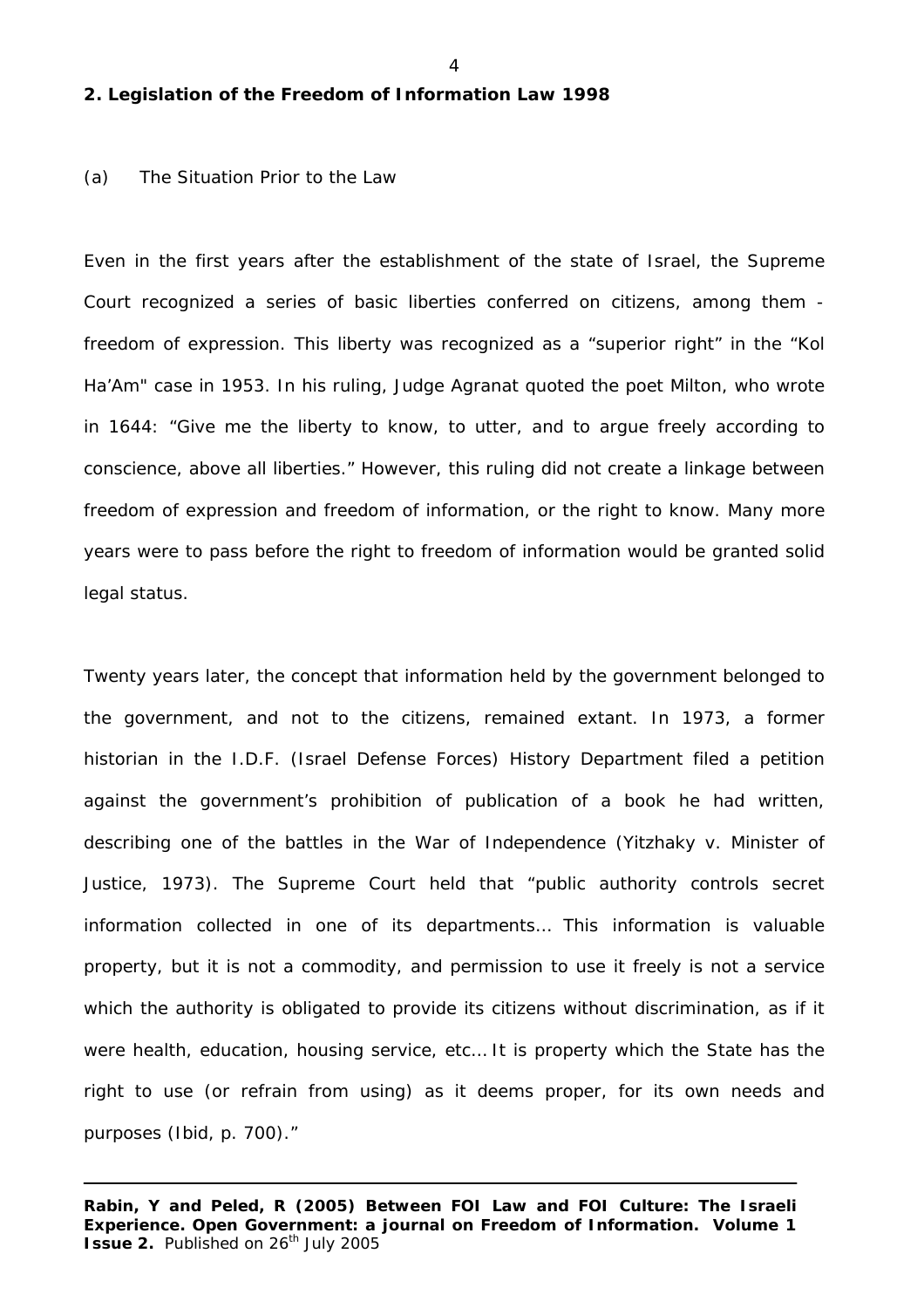## 2. Legislation of the Freedom of Information Law 1998

(a) The Situation Prior to the Law

Even in the first years after the establishment of the state of Israel, the Supreme Court recognized a series of basic liberties conferred on citizens, among them - freedom of expression. This liberty was recognized as a "superior right" in the "Kol Ha'Am" case in 1953. In his ruling, Judge Agranat quoted the poet Milton, who wrote in 1644: "Give me the liberty to know, to utter, and to argue freely according to conscience, above all liberties." However, this ruling did not create a linkage between freedom of expression and freedom of information, or the right to know. Many more years were to pass before the right to freedom of information would be granted solid legal status.

Twenty years later, the concept that information held by the government belonged to the government, and not to the citizens, remained extant. In 1973, a former historian in the I.D.F. (Israel Defense Forces) History Department filed a petition against the government's prohibition of publication of a book he had written, describing one of the battles in the War of Independence (Yitzhaky v. Minister of Justice, 1973). The Supreme Court held that "public authority controls secret information collected in one of its departments… This information is valuable property, but it is not a commodity, and permission to use it freely is not a service which the authority is obligated to provide its citizens without discrimination, as if it were health, education, housing service, etc… It is property which the State has the right to use (or refrain from using) as it deems proper, for its own needs and purposes (Ibid, p. 700)."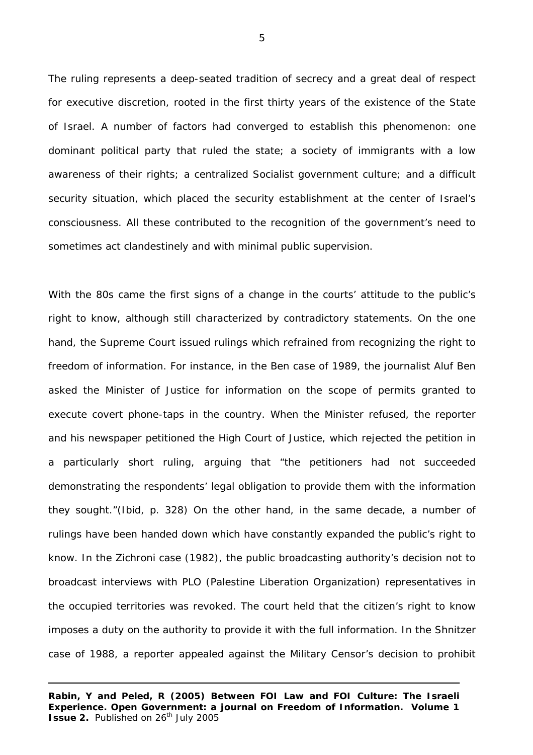The ruling represents a deep-seated tradition of secrecy and a great deal of respect for executive discretion, rooted in the first thirty years of the existence of the State of Israel. A number of factors had converged to establish this phenomenon: one dominant political party that ruled the state; a society of immigrants with a low awareness of their rights; a centralized Socialist government culture; and a difficult security situation, which placed the security establishment at the center of Israel's consciousness. All these contributed to the recognition of the government's need to sometimes act clandestinely and with minimal public supervision.

With the 80s came the first signs of a change in the courts' attitude to the public's right to know, although still characterized by contradictory statements. On the one hand, the Supreme Court issued rulings which refrained from recognizing the right to freedom of information. For instance, in the Ben case of 1989, the journalist Aluf Ben asked the Minister of Justice for information on the scope of permits granted to execute covert phone-taps in the country. When the Minister refused, the reporter and his newspaper petitioned the High Court of Justice, which rejected the petition in a particularly short ruling, arguing that "the petitioners had not succeeded demonstrating the respondents' legal obligation to provide them with the information they sought."(Ibid, p. 328) On the other hand, in the same decade, a number of rulings have been handed down which have constantly expanded the public's right to know. In the Zichroni case (1982), the public broadcasting authority's decision not to broadcast interviews with PLO (Palestine Liberation Organization) representatives in the occupied territories was revoked. The court held that the citizen's right to know imposes a duty on the authority to provide it with the full information. In the Shnitzer case of 1988, a reporter appealed against the Military Censor's decision to prohibit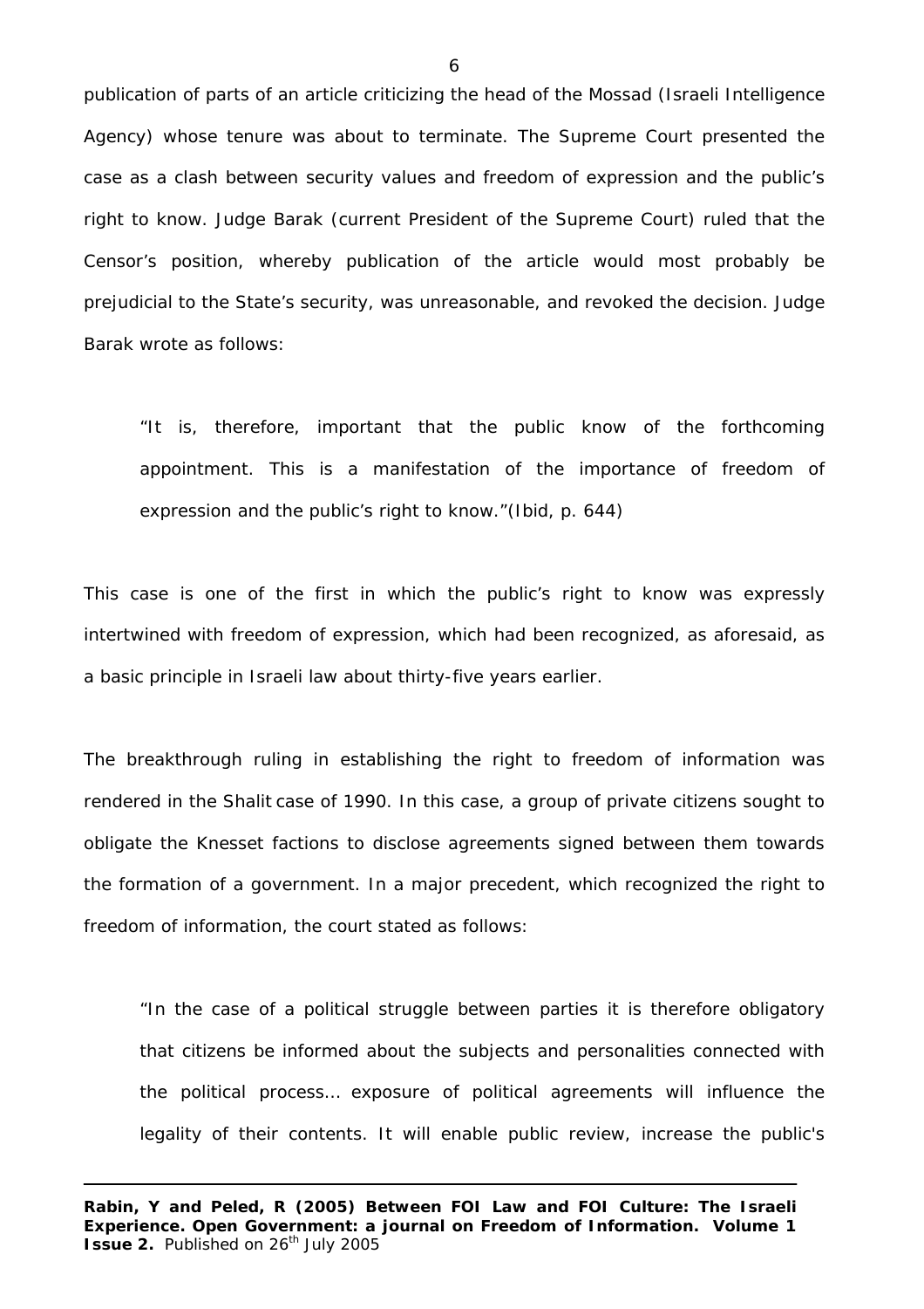publication of parts of an article criticizing the head of the Mossad (Israeli Intelligence Agency) whose tenure was about to terminate. The Supreme Court presented the case as a clash between security values and freedom of expression and the public's right to know. Judge Barak (current President of the Supreme Court) ruled that the Censor's position, whereby publication of the article would most probably be prejudicial to the State's security, was unreasonable, and revoked the decision. Judge Barak wrote as follows:

> "It is, therefore, important that the public know of the forthcoming appointment. This is a manifestation of the importance of freedom of expression and the public's right to know."(Ibid, p. 644)

This case is one of the first in which the public's right to know was expressly intertwined with freedom of expression, which had been recognized, as aforesaid, as a basic principle in Israeli law about thirty-five years earlier.

The breakthrough ruling in establishing the right to freedom of information was rendered in the *Shalit* case of 1990. In this case, a group of private citizens sought to obligate the Knesset factions to disclose agreements signed between them towards the formation of a government. In a major precedent, which recognized the right to freedom of information, the court stated as follows:

> "In the case of a political struggle between parties it is therefore obligatory that citizens be informed about the subjects and personalities connected with the political process… exposure of political agreements will influence the legality of their contents. It will enable public review, increase the public's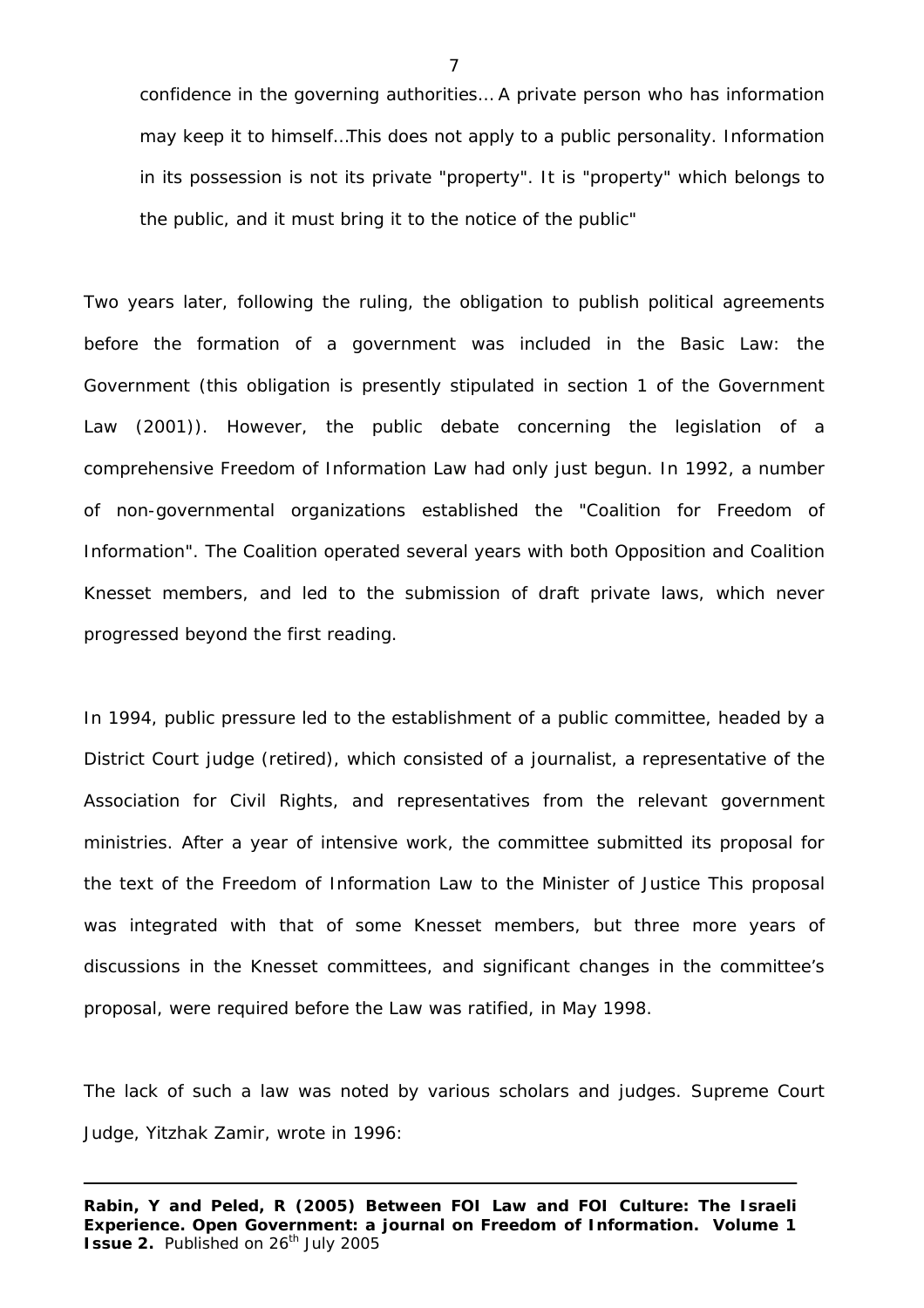> confidence in the governing authorities… A private person who has information may keep it to himself…This does not apply to a public personality. Information in its possession is not its private "property". It is "property" which belongs to the public, and it must bring it to the notice of the public"

Two years later, following the ruling, the obligation to publish political agreements before the formation of a government was included in the Basic Law: the Government (this obligation is presently stipulated in section 1 of the Government Law (2001)). However, the public debate concerning the legislation of a comprehensive Freedom of Information Law had only just begun. In 1992, a number of non-governmental organizations established the "Coalition for Freedom of Information". The Coalition operated several years with both Opposition and Coalition Knesset members, and led to the submission of draft private laws, which never progressed beyond the first reading.

In 1994, public pressure led to the establishment of a public committee, headed by a District Court judge (retired), which consisted of a journalist, a representative of the Association for Civil Rights, and representatives from the relevant government ministries. After a year of intensive work, the committee submitted its proposal for the text of the Freedom of Information Law to the Minister of Justice This proposal was integrated with that of some Knesset members, but three more years of discussions in the Knesset committees, and significant changes in the committee's proposal, were required before the Law was ratified, in May 1998.

The lack of such a law was noted by various scholars and judges. Supreme Court Judge, Yitzhak Zamir, wrote in 1996: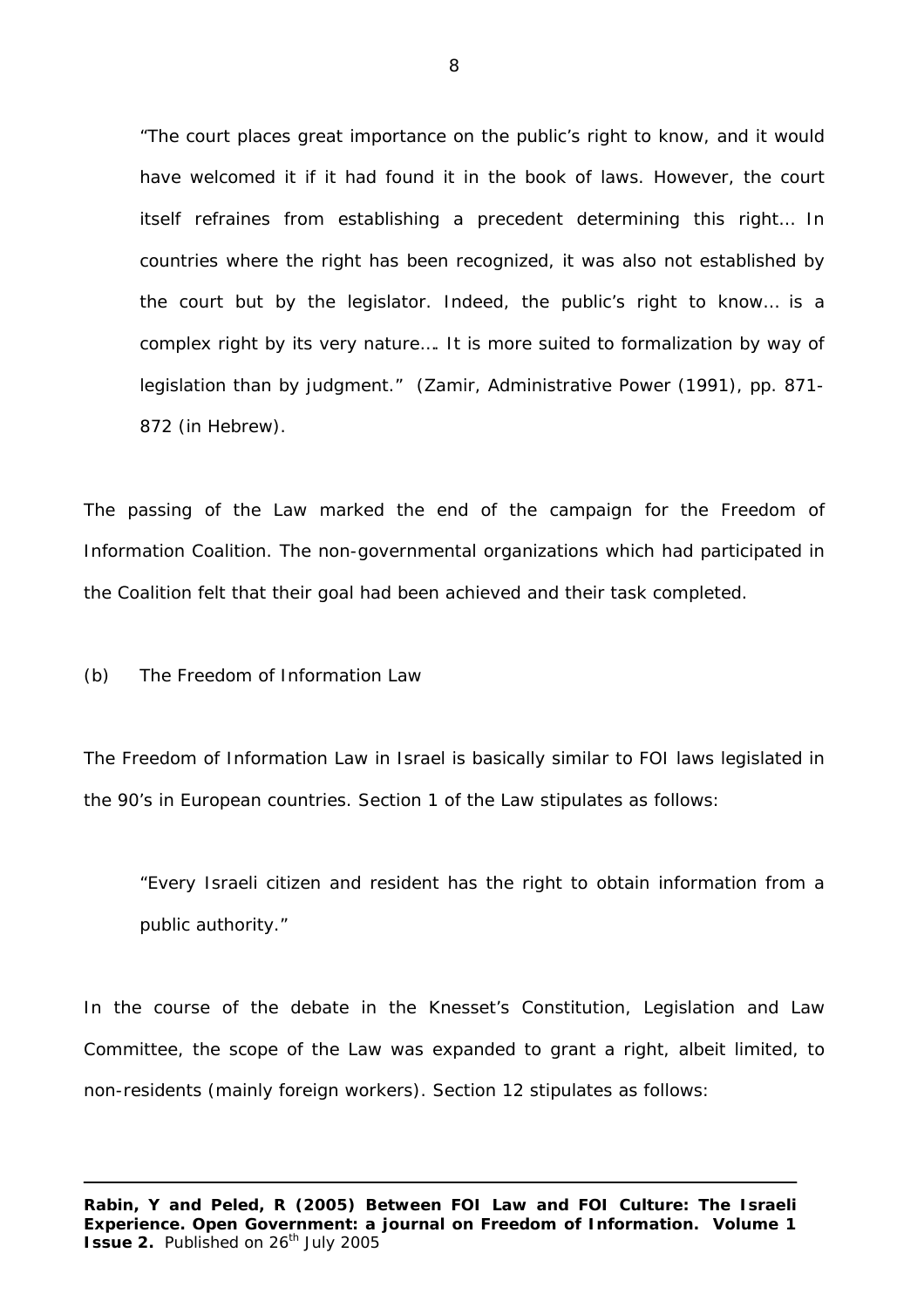> "The court places great importance on the public's right to know, and it would have welcomed it if it had found it in the book of laws. However, the court itself refraines from establishing a precedent determining this right… In countries where the right has been recognized, it was also not established by the court but by the legislator. Indeed, the public's right to know… is a complex right by its very nature…. It is more suited to formalization by way of legislation than by judgment." (Zamir, Administrative Power (1991), pp. 871-872 (in Hebrew).

The passing of the Law marked the end of the campaign for the Freedom of Information Coalition. The non-governmental organizations which had participated in the Coalition felt that their goal had been achieved and their task completed.

(b) The Freedom of Information Law

The Freedom of Information Law in Israel is basically similar to FOI laws legislated in the 90's in European countries. Section 1 of the Law stipulates as follows:

> "Every Israeli citizen and resident has the right to obtain information from a public authority."

In the course of the debate in the Knesset's Constitution, Legislation and Law Committee, the scope of the Law was expanded to grant a right, albeit limited, to non-residents (mainly foreign workers). Section 12 stipulates as follows: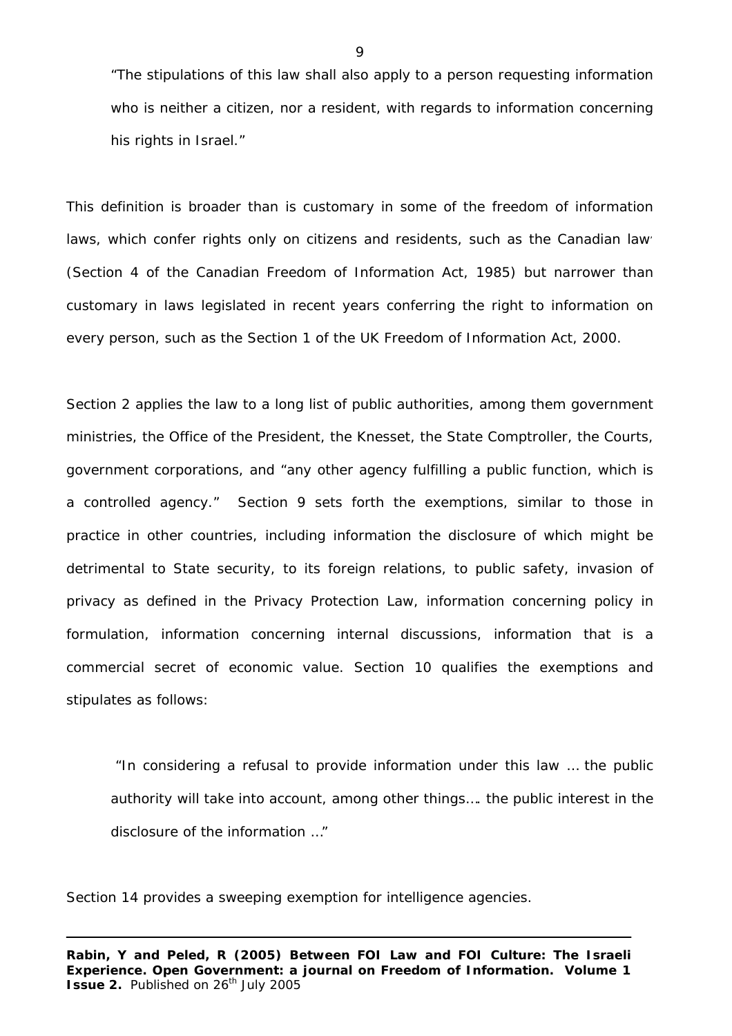> "The stipulations of this law shall also apply to a person requesting information who is neither a citizen, nor a resident, with regards to information concerning his rights in Israel."

This definition is broader than is customary in some of the freedom of information laws, which confer rights only on citizens and residents, such as the Canadian law (Section 4 of the Canadian Freedom of Information Act, 1985) but narrower than customary in laws legislated in recent years conferring the right to information on every person, such as the Section 1 of the UK Freedom of Information Act, 2000.

Section 2 applies the law to a long list of public authorities, among them government ministries, the Office of the President, the Knesset, the State Comptroller, the Courts, government corporations, and "any other agency fulfilling a public function, which is a controlled agency." Section 9 sets forth the exemptions, similar to those in practice in other countries, including information the disclosure of which might be detrimental to State security, to its foreign relations, to public safety, invasion of privacy as defined in the Privacy Protection Law, information concerning policy in formulation, information concerning internal discussions, information that is a commercial secret of economic value. Section 10 qualifies the exemptions and stipulates as follows:

> "In considering a refusal to provide information under this law … the public authority will take into account, among other things…. the public interest in the disclosure of the information …"

Section 14 provides a sweeping exemption for intelligence agencies.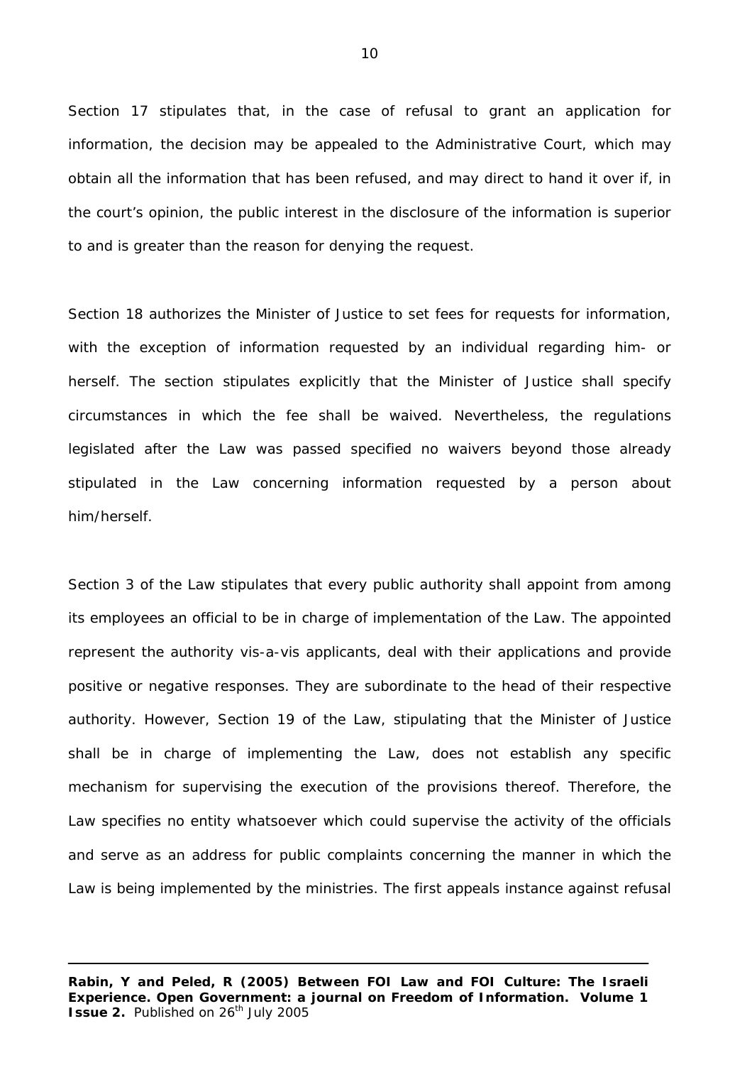Section 17 stipulates that, in the case of refusal to grant an application for information, the decision may be appealed to the Administrative Court, which may obtain all the information that has been refused, and may direct to hand it over if, in the court's opinion, the public interest in the disclosure of the information is superior to and is greater than the reason for denying the request.

Section 18 authorizes the Minister of Justice to set fees for requests for information, with the exception of information requested by an individual regarding him- or herself. The section stipulates explicitly that the Minister of Justice shall specify circumstances in which the fee shall be waived. Nevertheless, the regulations legislated after the Law was passed specified no waivers beyond those already stipulated in the Law concerning information requested by a person about him/herself.

Section 3 of the Law stipulates that every public authority shall appoint from among its employees an official to be in charge of implementation of the Law. The appointed represent the authority vis-a-vis applicants, deal with their applications and provide positive or negative responses. They are subordinate to the head of their respective authority. However, Section 19 of the Law, stipulating that the Minister of Justice shall be in charge of implementing the Law, does not establish any specific mechanism for supervising the execution of the provisions thereof. Therefore, the Law specifies no entity whatsoever which could supervise the activity of the officials and serve as an address for public complaints concerning the manner in which the Law is being implemented by the ministries. The first appeals instance against refusal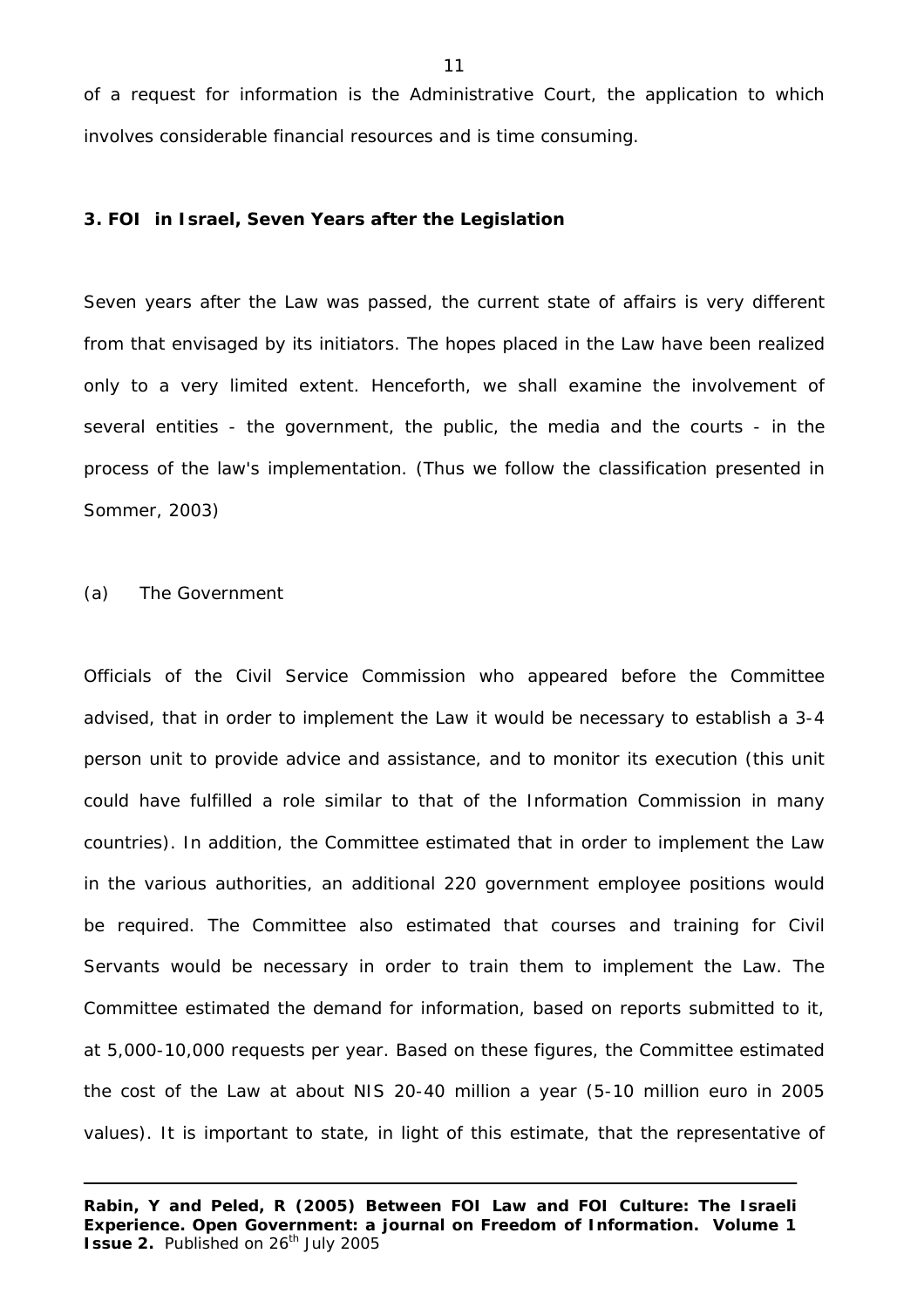of a request for information is the Administrative Court, the application to which involves considerable financial resources and is time consuming.

### 3. FOI in Israel, Seven Years after the Legislation

Seven years after the Law was passed, the current state of affairs is very different from that envisaged by its initiators. The hopes placed in the Law have been realized only to a very limited extent. Henceforth, we shall examine the involvement of several entities - the government, the public, the media and the courts - in the process of the law's implementation. (Thus we follow the classification presented in Sommer, 2003)

#### (a) The Government

Officials of the Civil Service Commission who appeared before the Committee advised, that in order to implement the Law it would be necessary to establish a 3-4 person unit to provide advice and assistance, and to monitor its execution (this unit could have fulfilled a role similar to that of the Information Commission in many countries). In addition, the Committee estimated that in order to implement the Law in the various authorities, an additional 220 government employee positions would be required. The Committee also estimated that courses and training for Civil Servants would be necessary in order to train them to implement the Law. The Committee estimated the demand for information, based on reports submitted to it, at 5,000-10,000 requests per year. Based on these figures, the Committee estimated the cost of the Law at about NIS 20-40 million a year (5-10 million euro in 2005 values). It is important to state, in light of this estimate, that the representative of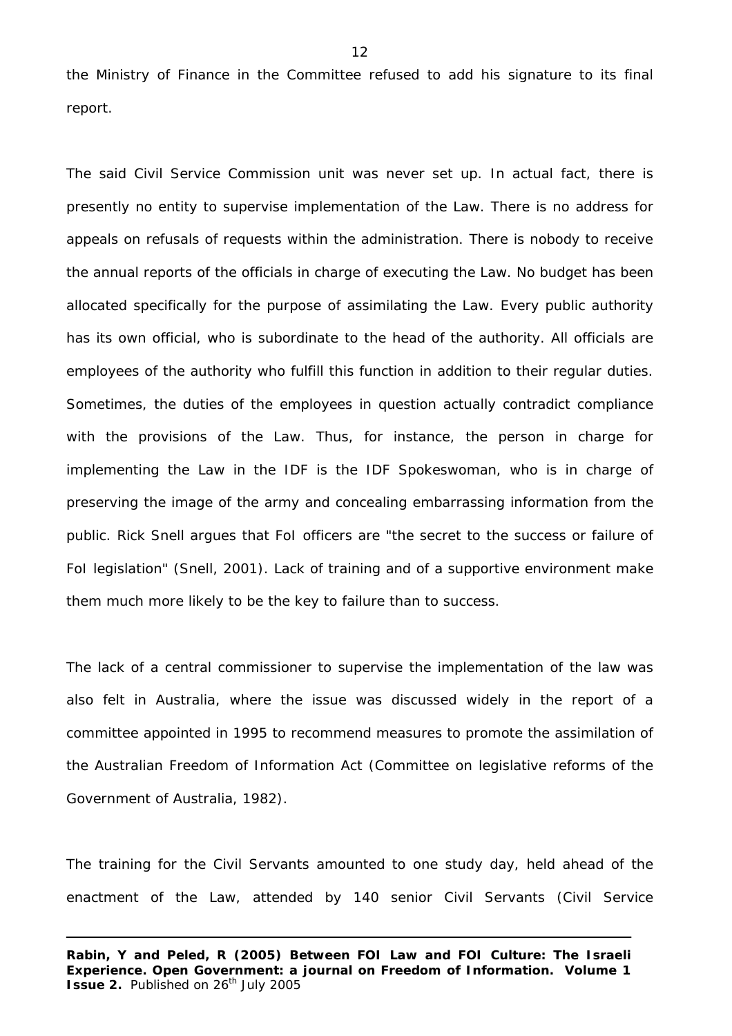the Ministry of Finance in the Committee refused to add his signature to its final report.

The said Civil Service Commission unit was never set up. In actual fact, there is presently no entity to supervise implementation of the Law. There is no address for appeals on refusals of requests within the administration. There is nobody to receive the annual reports of the officials in charge of executing the Law. No budget has been allocated specifically for the purpose of assimilating the Law. Every public authority has its own official, who is subordinate to the head of the authority. All officials are employees of the authority who fulfill this function in addition to their regular duties. Sometimes, the duties of the employees in question actually contradict compliance with the provisions of the Law. Thus, for instance, the person in charge for implementing the Law in the IDF is the IDF Spokeswoman, who is in charge of preserving the image of the army and concealing embarrassing information from the public. Rick Snell argues that FoI officers are "the secret to the success or failure of FoI legislation" (Snell, 2001). Lack of training and of a supportive environment make them much more likely to be the key to failure than to success.

The lack of a central commissioner to supervise the implementation of the law was also felt in Australia, where the issue was discussed widely in the report of a committee appointed in 1995 to recommend measures to promote the assimilation of the Australian Freedom of Information Act (Committee on legislative reforms of the Government of Australia, 1982).

The training for the Civil Servants amounted to one study day, held ahead of the enactment of the Law, attended by 140 senior Civil Servants (Civil Service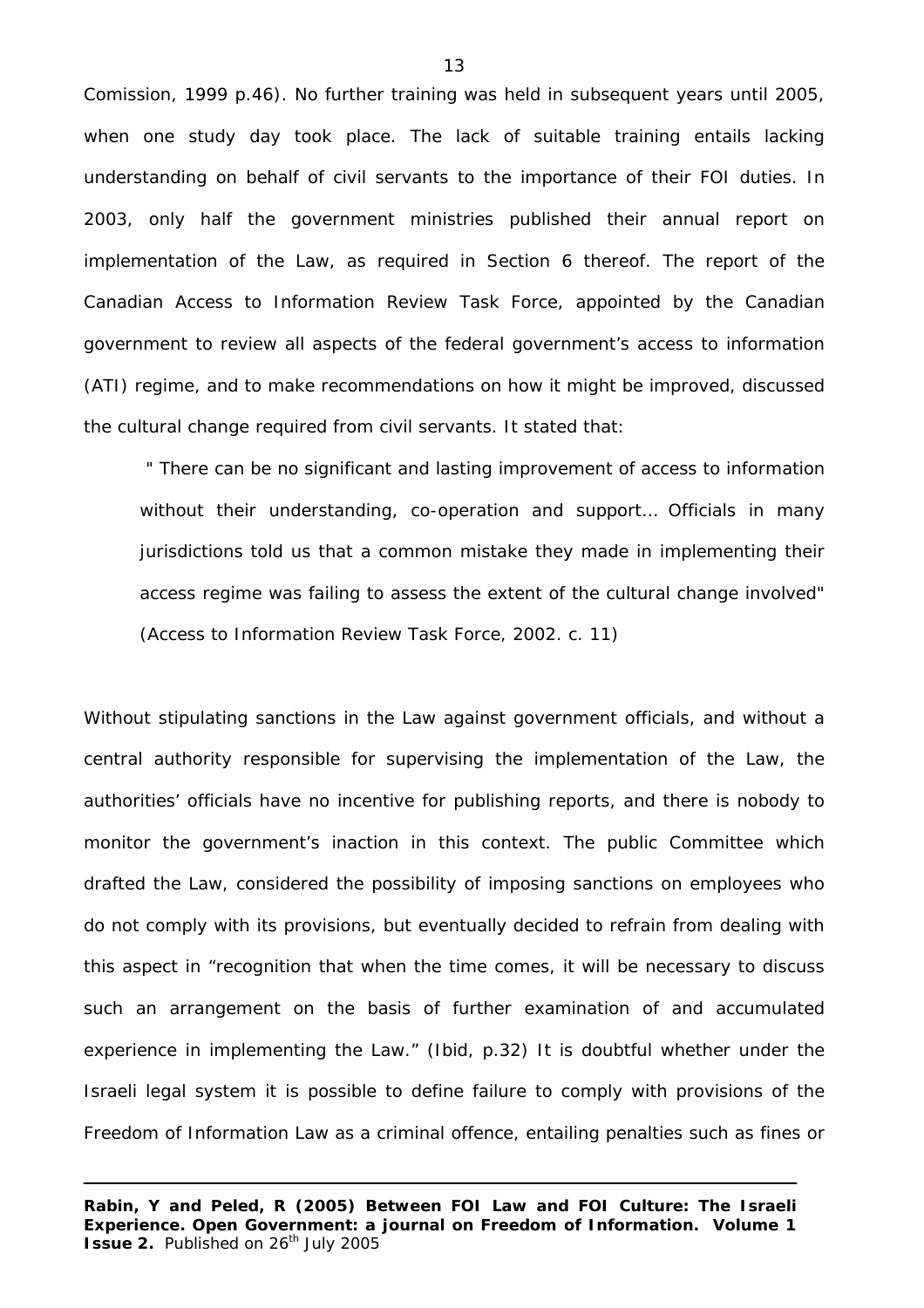Comission, 1999 p.46). No further training was held in subsequent years until 2005, when one study day took place. The lack of suitable training entails lacking understanding on behalf of civil servants to the importance of their FOI duties. In 2003, only half the government ministries published their annual report on implementation of the Law, as required in Section 6 thereof. The report of the Canadian Access to Information Review Task Force, appointed by the Canadian government to review all aspects of the federal government's access to information (ATI) regime, and to make recommendations on how it might be improved, discussed the cultural change required from civil servants. It stated that:

> " There can be no significant and lasting improvement of access to information without their understanding, co-operation and support… Officials in many jurisdictions told us that a common mistake they made in implementing their access regime was failing to assess the extent of the cultural change involved" (Access to Information Review Task Force, 2002. c. 11)

Without stipulating sanctions in the Law against government officials, and without a central authority responsible for supervising the implementation of the Law, the authorities' officials have no incentive for publishing reports, and there is nobody to monitor the government's inaction in this context. The public Committee which drafted the Law, considered the possibility of imposing sanctions on employees who do not comply with its provisions, but eventually decided to refrain from dealing with this aspect in "recognition that when the time comes, it will be necessary to discuss such an arrangement on the basis of further examination of and accumulated experience in implementing the Law." (Ibid, p.32) It is doubtful whether under the Israeli legal system it is possible to define failure to comply with provisions of the Freedom of Information Law as a criminal offence, entailing penalties such as fines or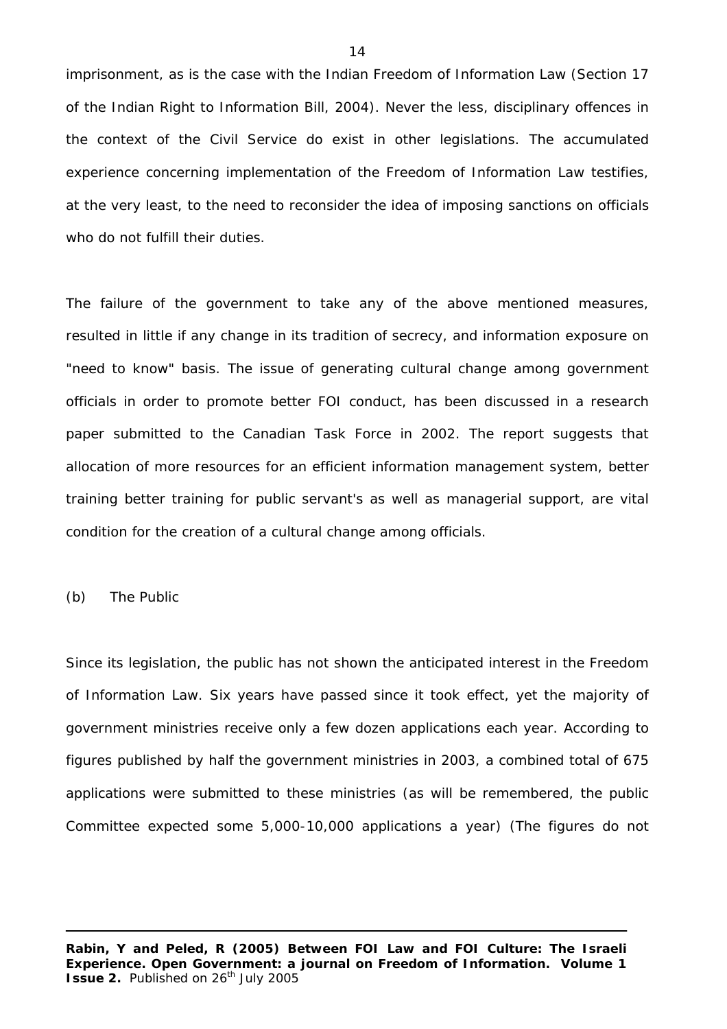imprisonment, as is the case with the Indian Freedom of Information Law (Section 17 of the Indian Right to Information Bill, 2004). Never the less, disciplinary offences in the context of the Civil Service do exist in other legislations. The accumulated experience concerning implementation of the Freedom of Information Law testifies, at the very least, to the need to reconsider the idea of imposing sanctions on officials who do not fulfill their duties.

The failure of the government to take any of the above mentioned measures, resulted in little if any change in its tradition of secrecy, and information exposure on "need to know" basis. The issue of generating cultural change among government officials in order to promote better FOI conduct, has been discussed in a research paper submitted to the Canadian Task Force in 2002. The report suggests that allocation of more resources for an efficient information management system, better training better training for public servant's as well as managerial support, are vital condition for the creation of a cultural change among officials.

(b) The Public

Since its legislation, the public has not shown the anticipated interest in the Freedom of Information Law. Six years have passed since it took effect, yet the majority of government ministries receive only a few dozen applications each year. According to figures published by half the government ministries in 2003, a combined total of 675 applications were submitted to these ministries (as will be remembered, the public Committee expected some 5,000-10,000 applications a year) (The figures do not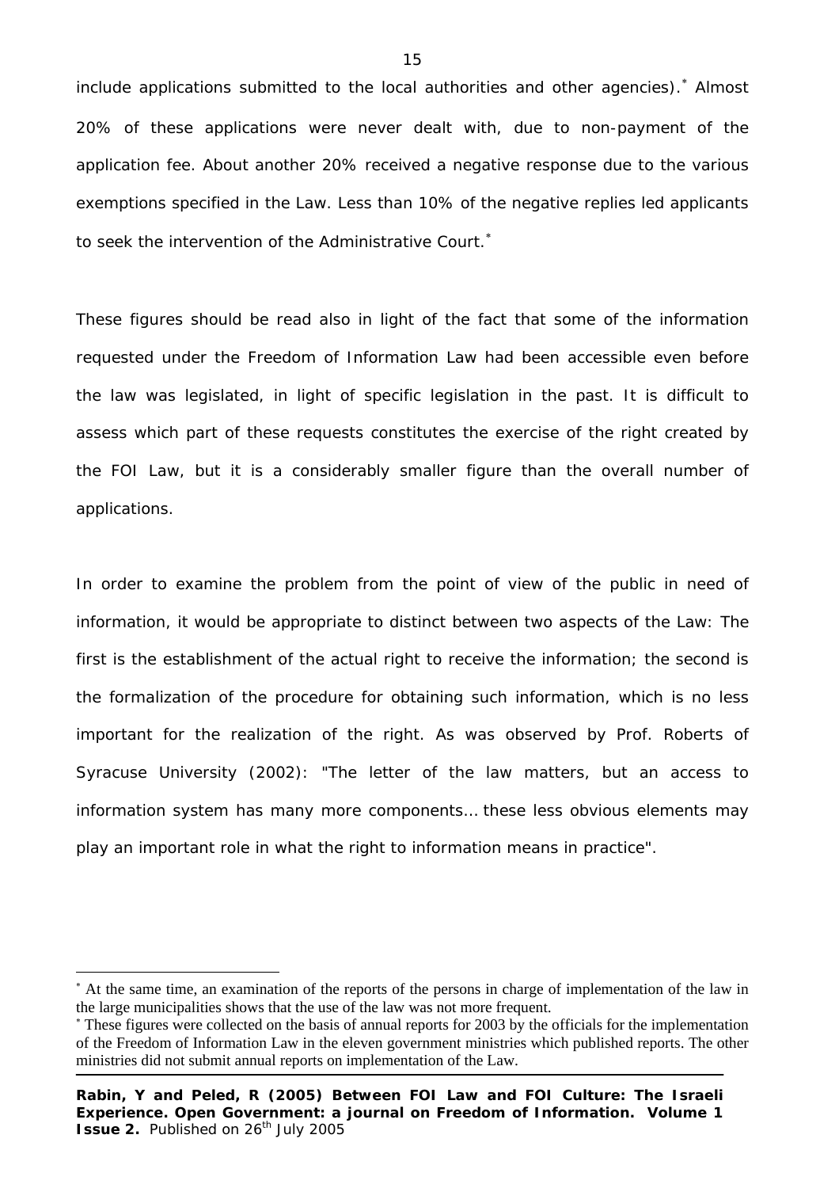include applications submitted to the local authorities and other agencies).[*] Almost 20% of these applications were never dealt with, due to non-payment of the application fee. About another 20% received a negative response due to the various exemptions specified in the Law. Less than 10% of the negative replies led applicants to seek the intervention of the Administrative Court.[*]

These figures should be read also in light of the fact that some of the information requested under the Freedom of Information Law had been accessible even before the law was legislated, in light of specific legislation in the past. It is difficult to assess which part of these requests constitutes the exercise of the right created by the FOI Law, but it is a considerably smaller figure than the overall number of applications.

In order to examine the problem from the point of view of the public in need of information, it would be appropriate to distinct between two aspects of the Law: The first is the establishment of the actual right to receive the information; the second is the formalization of the procedure for obtaining such information, which is no less important for the realization of the right. As was observed by Prof. Roberts of Syracuse University (2002): "The letter of the law matters, but an access to information system has many more components… these less obvious elements may play an important role in what the right to information means in practice".

---

[*] At the same time, an examination of the reports of the persons in charge of implementation of the law in the large municipalities shows that the use of the law was not more frequent.

[*] These figures were collected on the basis of annual reports for 2003 by the officials for the implementation of the Freedom of Information Law in the eleven government ministries which published reports. The other ministries did not submit annual reports on implementation of the Law.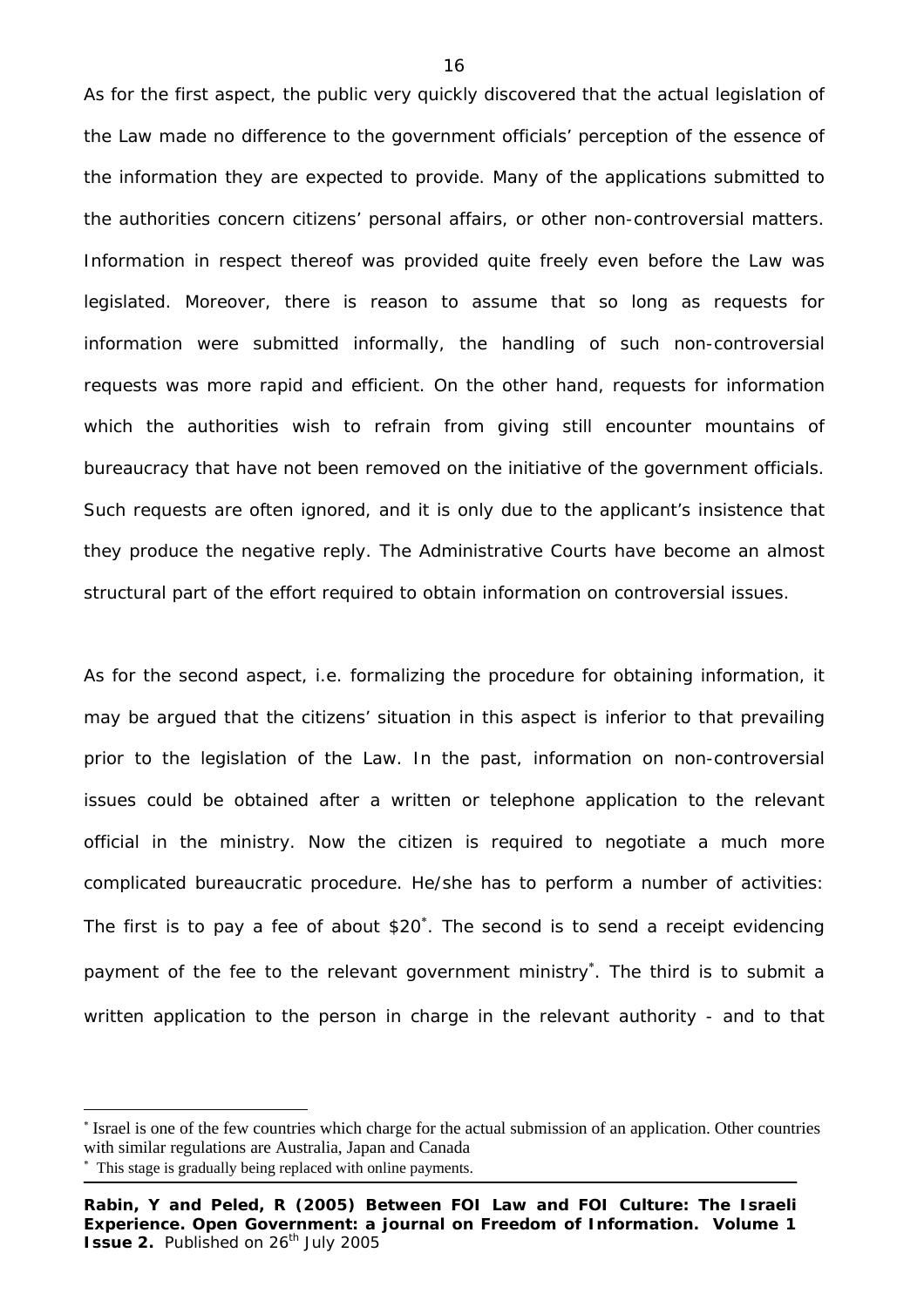As for the first aspect, the public very quickly discovered that the actual legislation of the Law made no difference to the government officials' perception of the essence of the information they are expected to provide. Many of the applications submitted to the authorities concern citizens' personal affairs, or other non-controversial matters. Information in respect thereof was provided quite freely even before the Law was legislated. Moreover, there is reason to assume that so long as requests for information were submitted informally, the handling of such non-controversial requests was more rapid and efficient. On the other hand, requests for information which the authorities wish to refrain from giving still encounter mountains of bureaucracy that have not been removed on the initiative of the government officials. Such requests are often ignored, and it is only due to the applicant's insistence that they produce the negative reply. The Administrative Courts have become an almost structural part of the effort required to obtain information on controversial issues.

As for the second aspect, i.e. formalizing the procedure for obtaining information, it may be argued that the citizens' situation in this aspect is inferior to that prevailing prior to the legislation of the Law. In the past, information on non-controversial issues could be obtained after a written or telephone application to the relevant official in the ministry. Now the citizen is required to negotiate a much more complicated bureaucratic procedure. He/she has to perform a number of activities: The first is to pay a fee of about $20[*]. The second is to send a receipt evidencing payment of the fee to the relevant government ministry[*]. The third is to submit a written application to the person in charge in the relevant authority - and to that

---

[*] Israel is one of the few countries which charge for the actual submission of an application. Other countries with similar regulations are Australia, Japan and Canada

[*] This stage is gradually being replaced with online payments.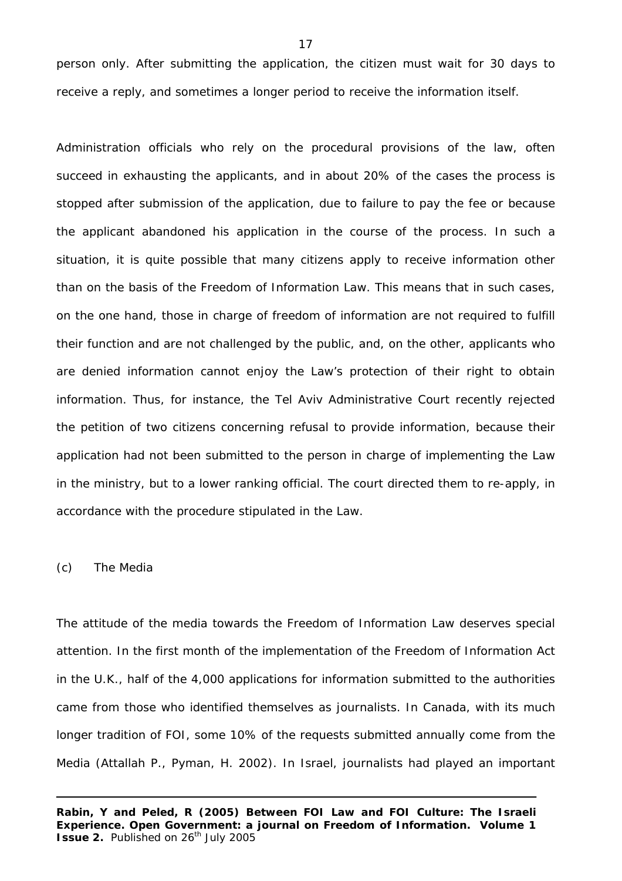person only. After submitting the application, the citizen must wait for 30 days to receive a reply, and sometimes a longer period to receive the information itself.

Administration officials who rely on the procedural provisions of the law, often succeed in exhausting the applicants, and in about 20% of the cases the process is stopped after submission of the application, due to failure to pay the fee or because the applicant abandoned his application in the course of the process. In such a situation, it is quite possible that many citizens apply to receive information other than on the basis of the Freedom of Information Law. This means that in such cases, on the one hand, those in charge of freedom of information are not required to fulfill their function and are not challenged by the public, and, on the other, applicants who are denied information cannot enjoy the Law's protection of their right to obtain information. Thus, for instance, the Tel Aviv Administrative Court recently rejected the petition of two citizens concerning refusal to provide information, because their application had not been submitted to the person in charge of implementing the Law in the ministry, but to a lower ranking official. The court directed them to re-apply, in accordance with the procedure stipulated in the Law.

### (c) The Media

The attitude of the media towards the Freedom of Information Law deserves special attention. In the first month of the implementation of the Freedom of Information Act in the U.K., half of the 4,000 applications for information submitted to the authorities came from those who identified themselves as journalists. In Canada, with its much longer tradition of FOI, some 10% of the requests submitted annually come from the Media (Attallah P., Pyman, H. 2002). In Israel, journalists had played an important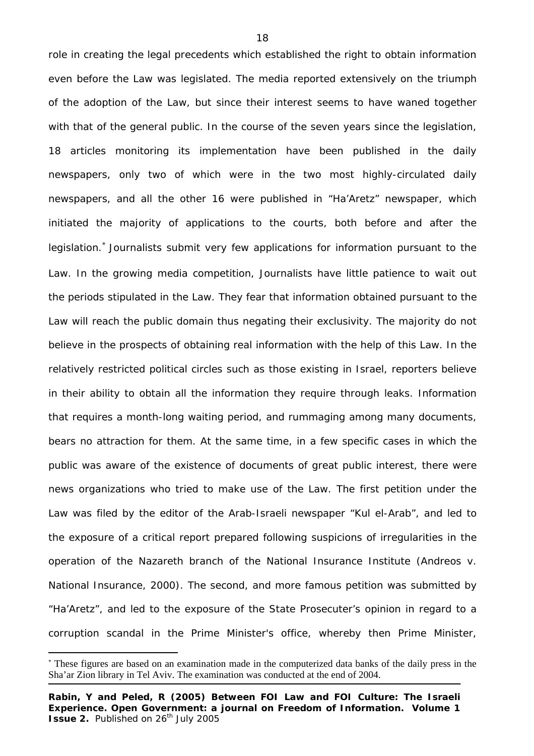role in creating the legal precedents which established the right to obtain information even before the Law was legislated. The media reported extensively on the triumph of the adoption of the Law, but since their interest seems to have waned together with that of the general public. In the course of the seven years since the legislation, 18 articles monitoring its implementation have been published in the daily newspapers, only two of which were in the two most highly-circulated daily newspapers, and all the other 16 were published in "Ha'Aretz" newspaper, which initiated the majority of applications to the courts, both before and after the legislation.[*] Journalists submit very few applications for information pursuant to the Law. In the growing media competition, Journalists have little patience to wait out the periods stipulated in the Law. They fear that information obtained pursuant to the Law will reach the public domain thus negating their exclusivity. The majority do not believe in the prospects of obtaining real information with the help of this Law. In the relatively restricted political circles such as those existing in Israel, reporters believe in their ability to obtain all the information they require through leaks. Information that requires a month-long waiting period, and rummaging among many documents, bears no attraction for them. At the same time, in a few specific cases in which the public was aware of the existence of documents of great public interest, there were news organizations who tried to make use of the Law. The first petition under the Law was filed by the editor of the Arab-Israeli newspaper "Kul el-Arab", and led to the exposure of a critical report prepared following suspicions of irregularities in the operation of the Nazareth branch of the National Insurance Institute (Andreos v. National Insurance, 2000). The second, and more famous petition was submitted by "Ha'Aretz", and led to the exposure of the State Prosecuter's opinion in regard to a corruption scandal in the Prime Minister's office, whereby then Prime Minister,

---

[*] These figures are based on an examination made in the computerized data banks of the daily press in the Sha'ar Zion library in Tel Aviv. The examination was conducted at the end of 2004.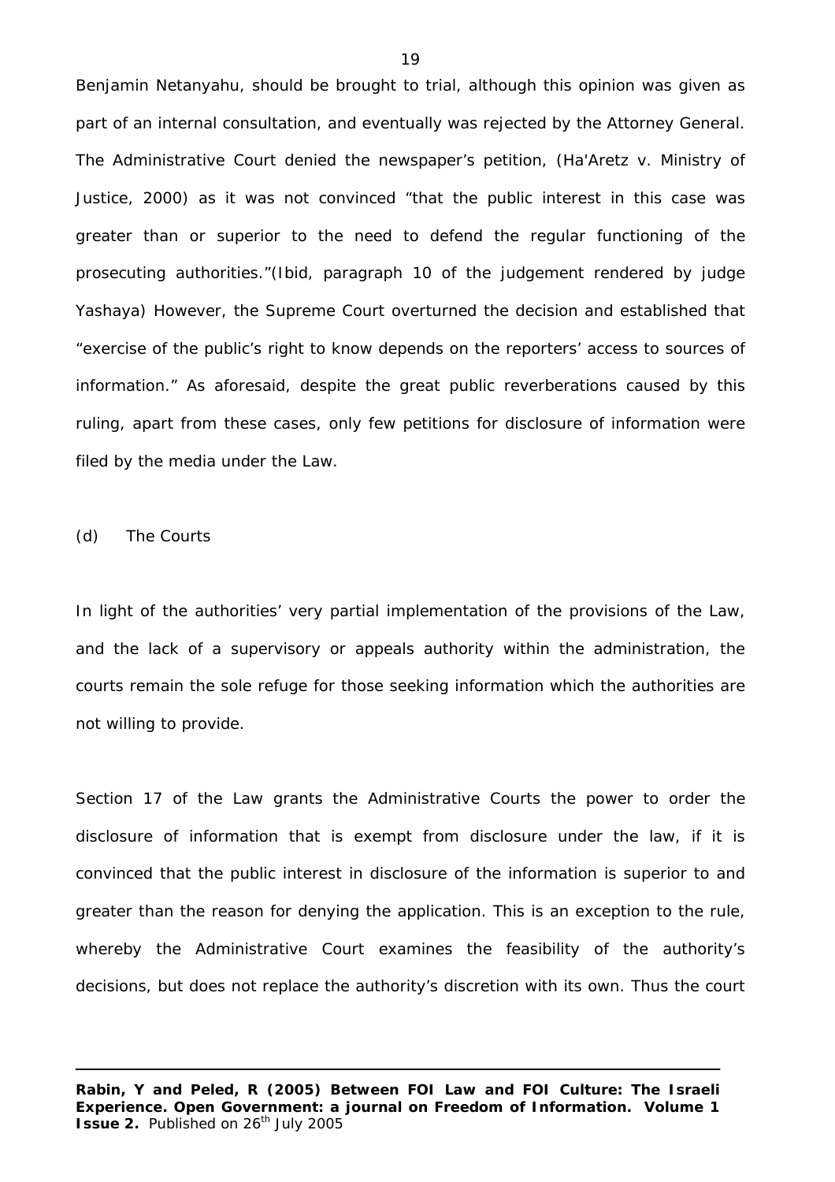Benjamin Netanyahu, should be brought to trial, although this opinion was given as part of an internal consultation, and eventually was rejected by the Attorney General. The Administrative Court denied the newspaper's petition, (Ha'Aretz v. Ministry of Justice, 2000) as it was not convinced "that the public interest in this case was greater than or superior to the need to defend the regular functioning of the prosecuting authorities."(Ibid, paragraph 10 of the judgement rendered by judge Yashaya) However, the Supreme Court overturned the decision and established that "exercise of the public's right to know depends on the reporters' access to sources of information." As aforesaid, despite the great public reverberations caused by this ruling, apart from these cases, only few petitions for disclosure of information were filed by the media under the Law.

(d) The Courts

In light of the authorities' very partial implementation of the provisions of the Law, and the lack of a supervisory or appeals authority within the administration, the courts remain the sole refuge for those seeking information which the authorities are not willing to provide.

Section 17 of the Law grants the Administrative Courts the power to order the disclosure of information that is exempt from disclosure under the law, if it is convinced that the public interest in disclosure of the information is superior to and greater than the reason for denying the application. This is an exception to the rule, whereby the Administrative Court examines the feasibility of the authority's decisions, but does not replace the authority's discretion with its own. Thus the court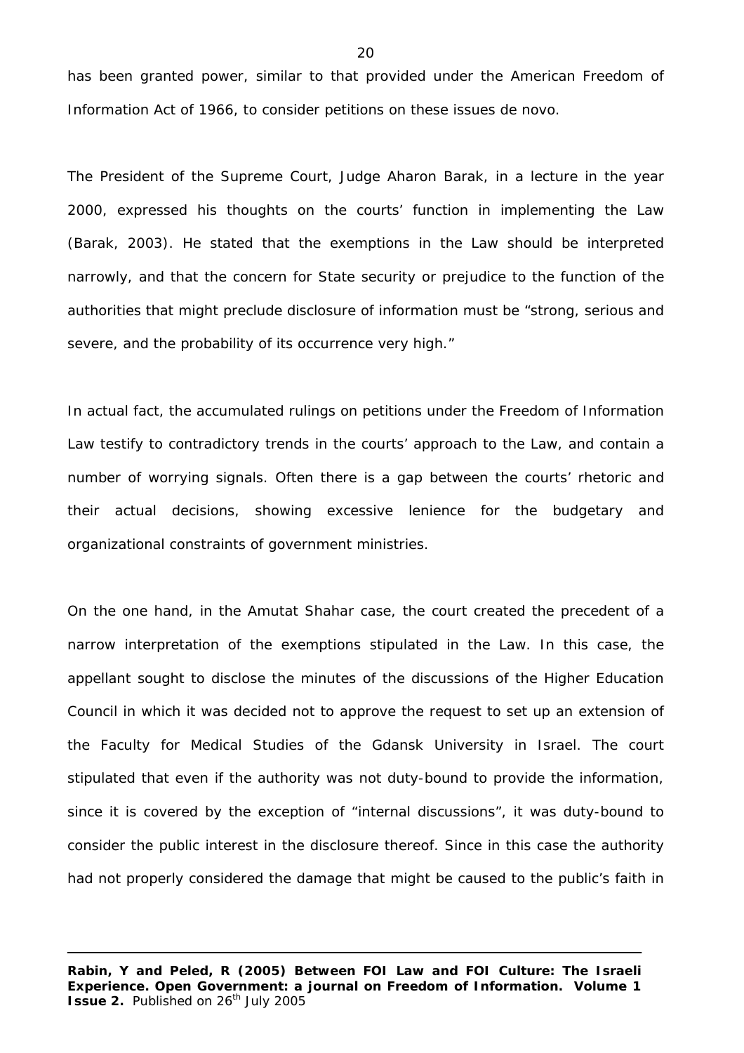has been granted power, similar to that provided under the American Freedom of Information Act of 1966, to consider petitions on these issues de novo.

The President of the Supreme Court, Judge Aharon Barak, in a lecture in the year 2000, expressed his thoughts on the courts' function in implementing the Law (Barak, 2003). He stated that the exemptions in the Law should be interpreted narrowly, and that the concern for State security or prejudice to the function of the authorities that might preclude disclosure of information must be "strong, serious and severe, and the probability of its occurrence very high."

In actual fact, the accumulated rulings on petitions under the Freedom of Information Law testify to contradictory trends in the courts' approach to the Law, and contain a number of worrying signals. Often there is a gap between the courts' rhetoric and their actual decisions, showing excessive lenience for the budgetary and organizational constraints of government ministries.

On the one hand, in the Amutat Shahar case, the court created the precedent of a narrow interpretation of the exemptions stipulated in the Law. In this case, the appellant sought to disclose the minutes of the discussions of the Higher Education Council in which it was decided not to approve the request to set up an extension of the Faculty for Medical Studies of the Gdansk University in Israel. The court stipulated that even if the authority was not duty-bound to provide the information, since it is covered by the exception of "internal discussions", it was duty-bound to consider the public interest in the disclosure thereof. Since in this case the authority had not properly considered the damage that might be caused to the public's faith in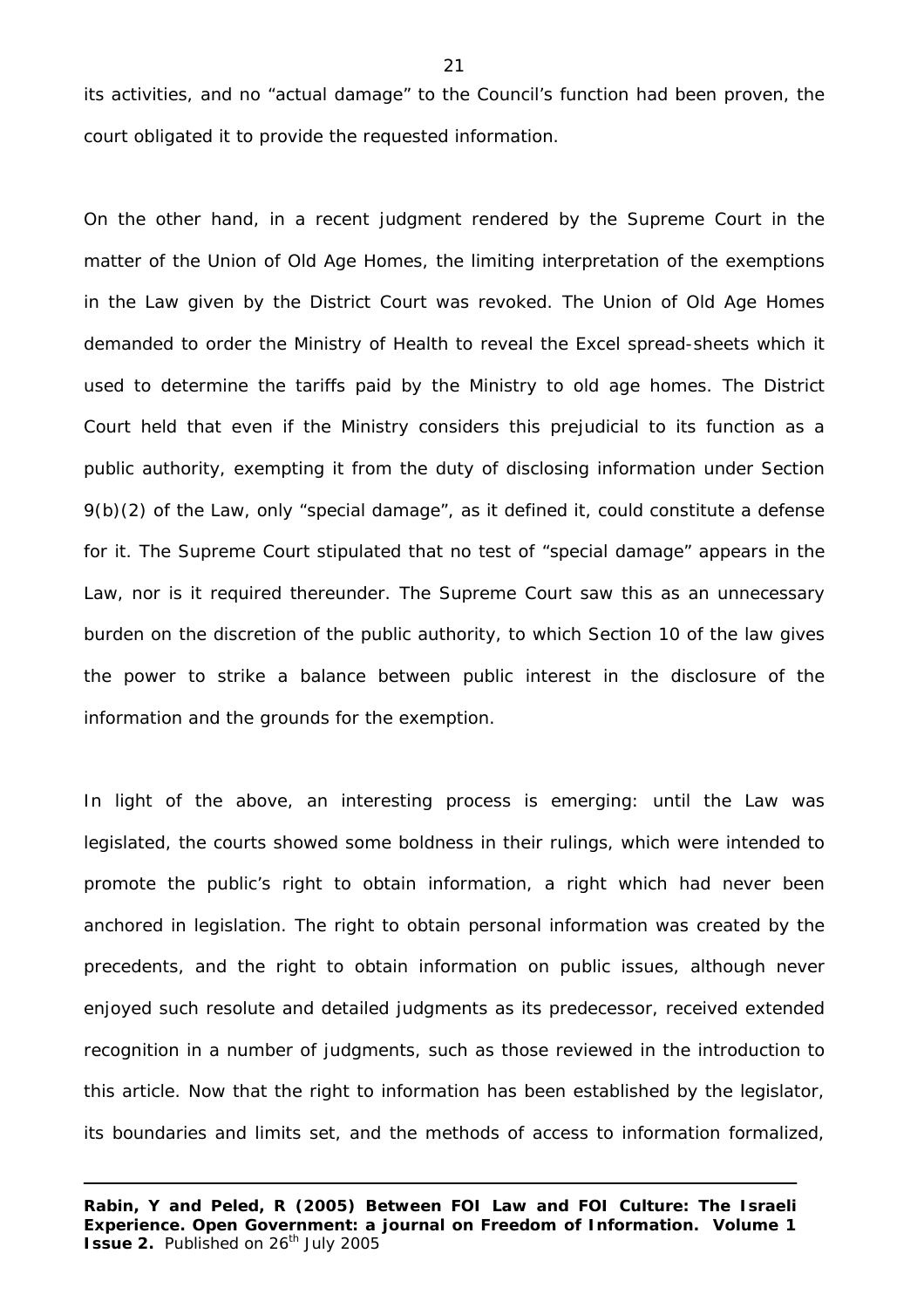its activities, and no "actual damage" to the Council's function had been proven, the court obligated it to provide the requested information.

On the other hand, in a recent judgment rendered by the Supreme Court in the matter of the Union of Old Age Homes, the limiting interpretation of the exemptions in the Law given by the District Court was revoked. The Union of Old Age Homes demanded to order the Ministry of Health to reveal the Excel spread-sheets which it used to determine the tariffs paid by the Ministry to old age homes. The District Court held that even if the Ministry considers this prejudicial to its function as a public authority, exempting it from the duty of disclosing information under Section 9(b)(2) of the Law, only "special damage", as it defined it, could constitute a defense for it. The Supreme Court stipulated that no test of "special damage" appears in the Law, nor is it required thereunder. The Supreme Court saw this as an unnecessary burden on the discretion of the public authority, to which Section 10 of the law gives the power to strike a balance between public interest in the disclosure of the information and the grounds for the exemption.

In light of the above, an interesting process is emerging: until the Law was legislated, the courts showed some boldness in their rulings, which were intended to promote the public's right to obtain information, a right which had never been anchored in legislation. The right to obtain personal information was created by the precedents, and the right to obtain information on public issues, although never enjoyed such resolute and detailed judgments as its predecessor, received extended recognition in a number of judgments, such as those reviewed in the introduction to this article. Now that the right to information has been established by the legislator, its boundaries and limits set, and the methods of access to information formalized,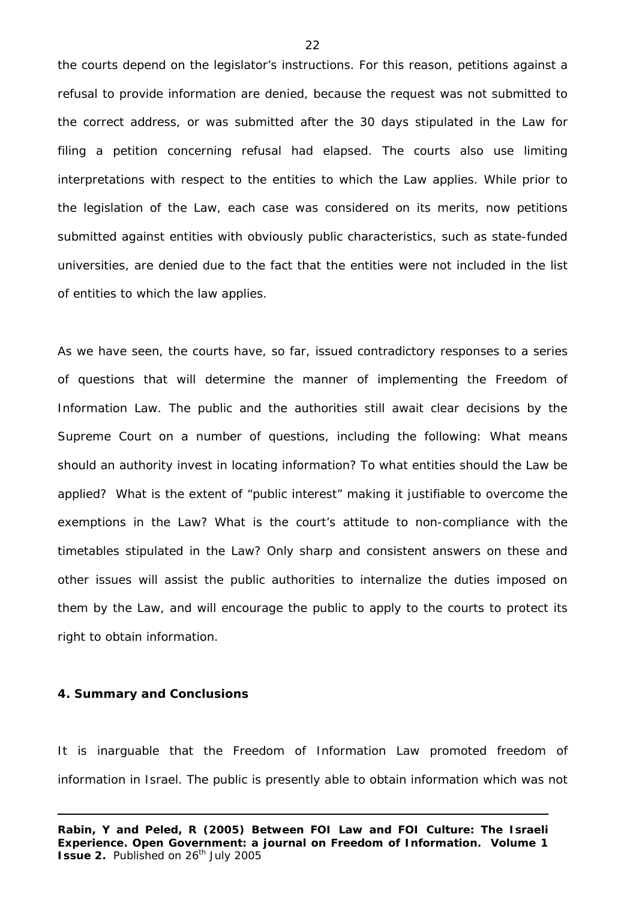the courts depend on the legislator's instructions. For this reason, petitions against a refusal to provide information are denied, because the request was not submitted to the correct address, or was submitted after the 30 days stipulated in the Law for filing a petition concerning refusal had elapsed. The courts also use limiting interpretations with respect to the entities to which the Law applies. While prior to the legislation of the Law, each case was considered on its merits, now petitions submitted against entities with obviously public characteristics, such as state-funded universities, are denied due to the fact that the entities were not included in the list of entities to which the law applies.

As we have seen, the courts have, so far, issued contradictory responses to a series of questions that will determine the manner of implementing the Freedom of Information Law. The public and the authorities still await clear decisions by the Supreme Court on a number of questions, including the following: What means should an authority invest in locating information? To what entities should the Law be applied? What is the extent of "public interest" making it justifiable to overcome the exemptions in the Law? What is the court's attitude to non-compliance with the timetables stipulated in the Law? Only sharp and consistent answers on these and other issues will assist the public authorities to internalize the duties imposed on them by the Law, and will encourage the public to apply to the courts to protect its right to obtain information.

## 4. Summary and Conclusions

It is inarguable that the Freedom of Information Law promoted freedom of information in Israel. The public is presently able to obtain information which was not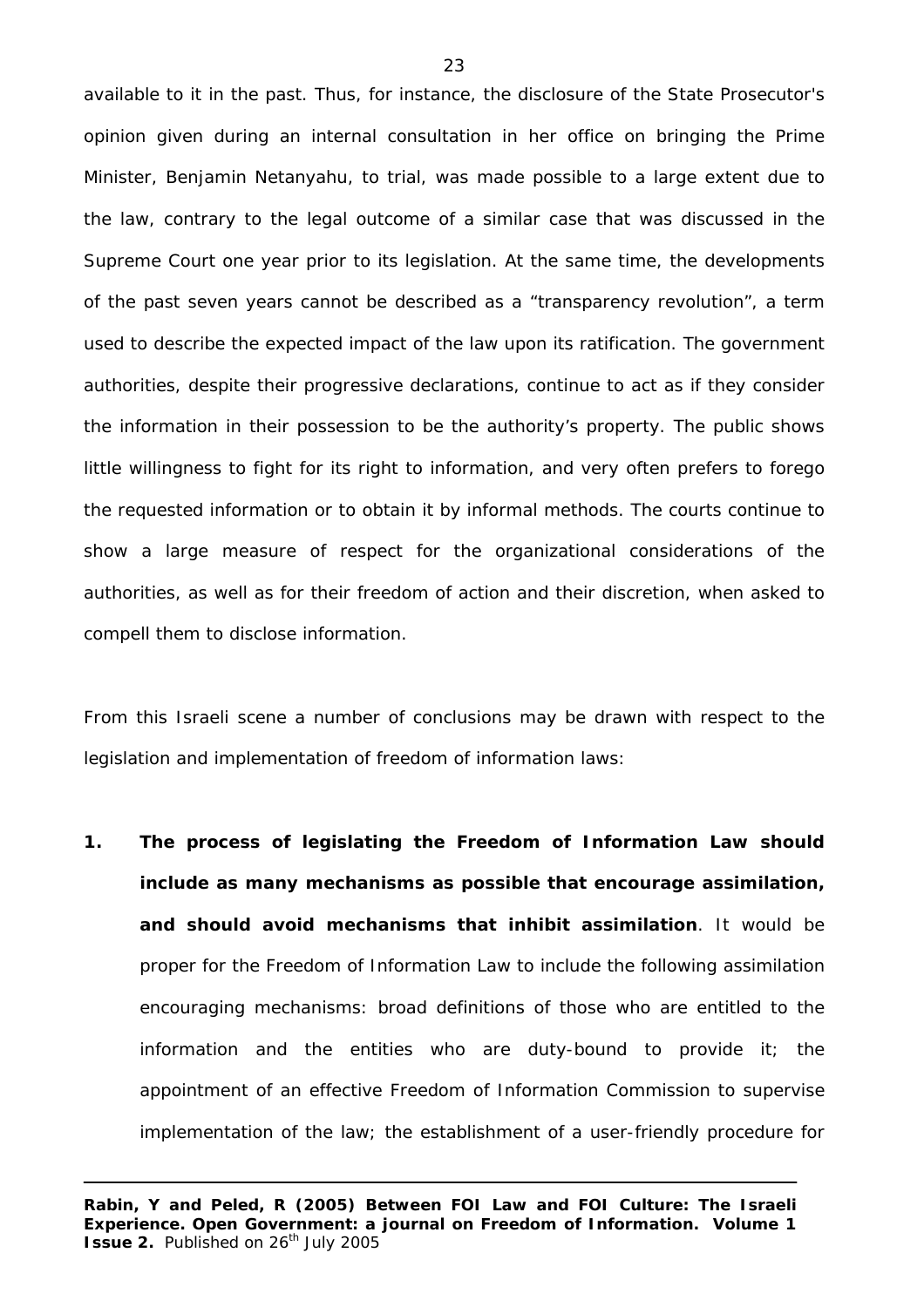available to it in the past. Thus, for instance, the disclosure of the State Prosecutor's opinion given during an internal consultation in her office on bringing the Prime Minister, Benjamin Netanyahu, to trial, was made possible to a large extent due to the law, contrary to the legal outcome of a similar case that was discussed in the Supreme Court one year prior to its legislation. At the same time, the developments of the past seven years cannot be described as a "transparency revolution", a term used to describe the expected impact of the law upon its ratification. The government authorities, despite their progressive declarations, continue to act as if they consider the information in their possession to be the authority's property. The public shows little willingness to fight for its right to information, and very often prefers to forego the requested information or to obtain it by informal methods. The courts continue to show a large measure of respect for the organizational considerations of the authorities, as well as for their freedom of action and their discretion, when asked to compell them to disclose information.

From this Israeli scene a number of conclusions may be drawn with respect to the legislation and implementation of freedom of information laws:

1. **The process of legislating the Freedom of Information Law should include as many mechanisms as possible that encourage assimilation, and should avoid mechanisms that inhibit assimilation**. It would be proper for the Freedom of Information Law to include the following assimilation encouraging mechanisms: broad definitions of those who are entitled to the information and the entities who are duty-bound to provide it; the appointment of an effective Freedom of Information Commission to supervise implementation of the law; the establishment of a user-friendly procedure for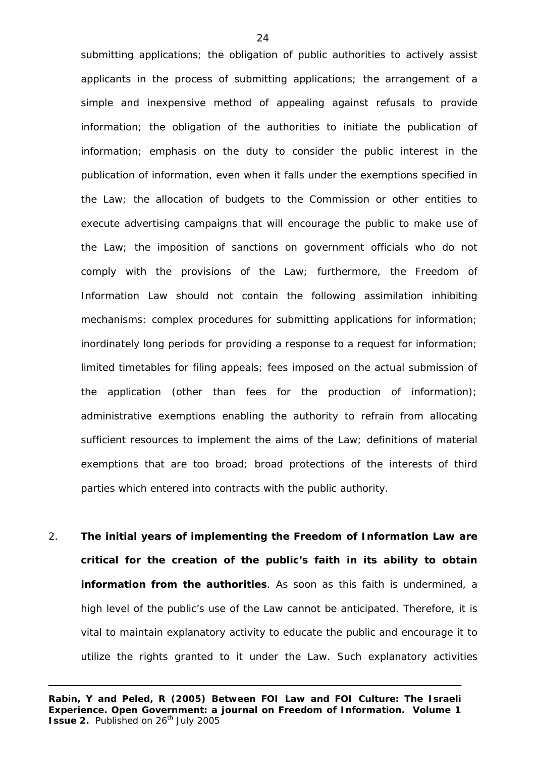submitting applications; the obligation of public authorities to actively assist applicants in the process of submitting applications; the arrangement of a simple and inexpensive method of appealing against refusals to provide information; the obligation of the authorities to initiate the publication of information; emphasis on the duty to consider the public interest in the publication of information, even when it falls under the exemptions specified in the Law; the allocation of budgets to the Commission or other entities to execute advertising campaigns that will encourage the public to make use of the Law; the imposition of sanctions on government officials who do not comply with the provisions of the Law; furthermore, the Freedom of Information Law should not contain the following assimilation inhibiting mechanisms: complex procedures for submitting applications for information; inordinately long periods for providing a response to a request for information; limited timetables for filing appeals; fees imposed on the actual submission of the application (other than fees for the production of information); administrative exemptions enabling the authority to refrain from allocating sufficient resources to implement the aims of the Law; definitions of material exemptions that are too broad; broad protections of the interests of third parties which entered into contracts with the public authority.

2. **The initial years of implementing the Freedom of Information Law are critical for the creation of the public's faith in its ability to obtain information from the authorities**. As soon as this faith is undermined, a high level of the public's use of the Law cannot be anticipated. Therefore, it is vital to maintain explanatory activity to educate the public and encourage it to utilize the rights granted to it under the Law. Such explanatory activities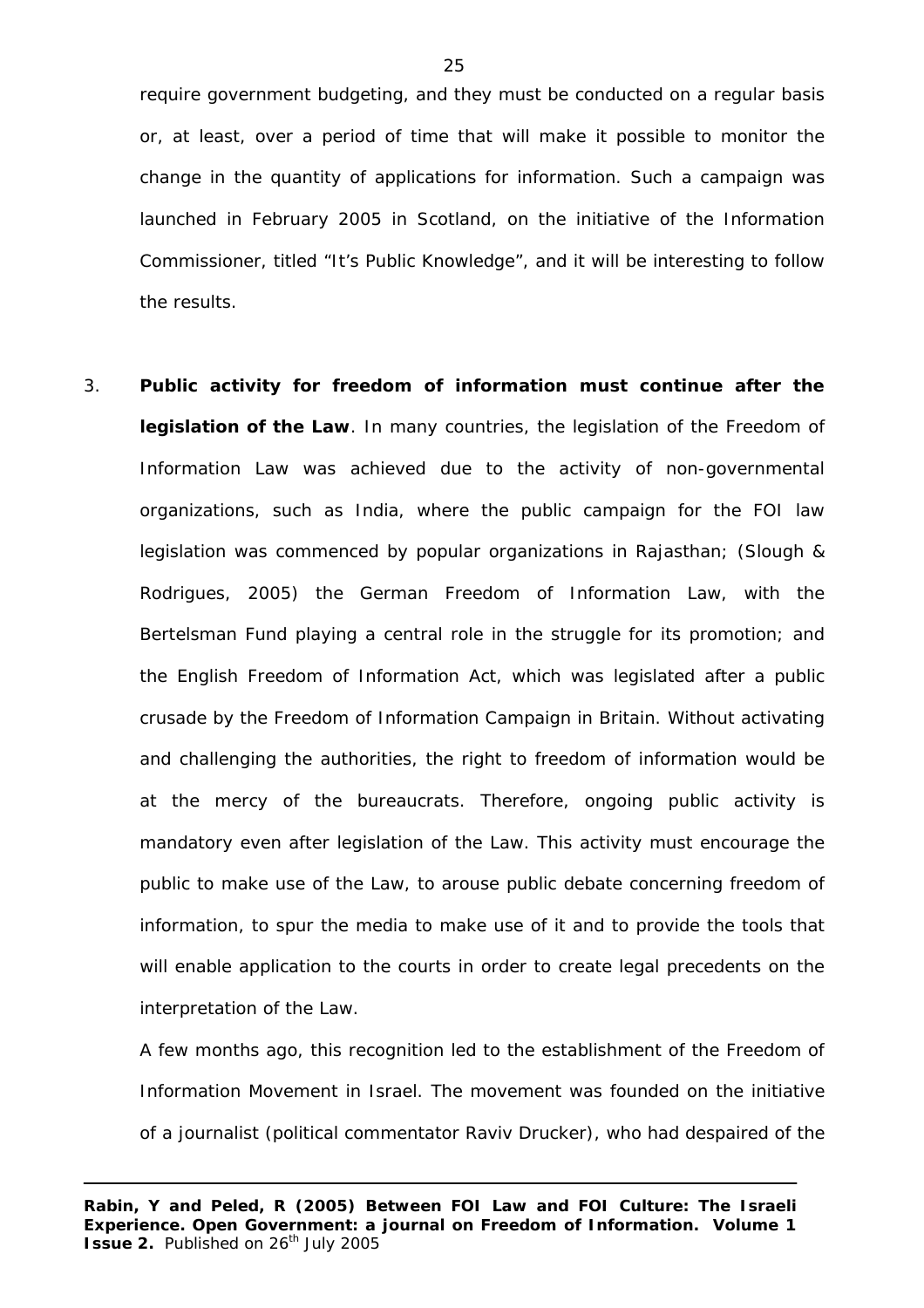require government budgeting, and they must be conducted on a regular basis or, at least, over a period of time that will make it possible to monitor the change in the quantity of applications for information. Such a campaign was launched in February 2005 in Scotland, on the initiative of the Information Commissioner, titled "It's Public Knowledge", and it will be interesting to follow the results.

3. **Public activity for freedom of information must continue after the legislation of the Law**. In many countries, the legislation of the Freedom of Information Law was achieved due to the activity of non-governmental organizations, such as India, where the public campaign for the FOI law legislation was commenced by popular organizations in Rajasthan; (Slough & Rodrigues, 2005) the German Freedom of Information Law, with the Bertelsman Fund playing a central role in the struggle for its promotion; and the English Freedom of Information Act, which was legislated after a public crusade by the Freedom of Information Campaign in Britain. Without activating and challenging the authorities, the right to freedom of information would be at the mercy of the bureaucrats. Therefore, ongoing public activity is mandatory even after legislation of the Law. This activity must encourage the public to make use of the Law, to arouse public debate concerning freedom of information, to spur the media to make use of it and to provide the tools that will enable application to the courts in order to create legal precedents on the interpretation of the Law.

   A few months ago, this recognition led to the establishment of the Freedom of Information Movement in Israel. The movement was founded on the initiative of a journalist (political commentator Raviv Drucker), who had despaired of the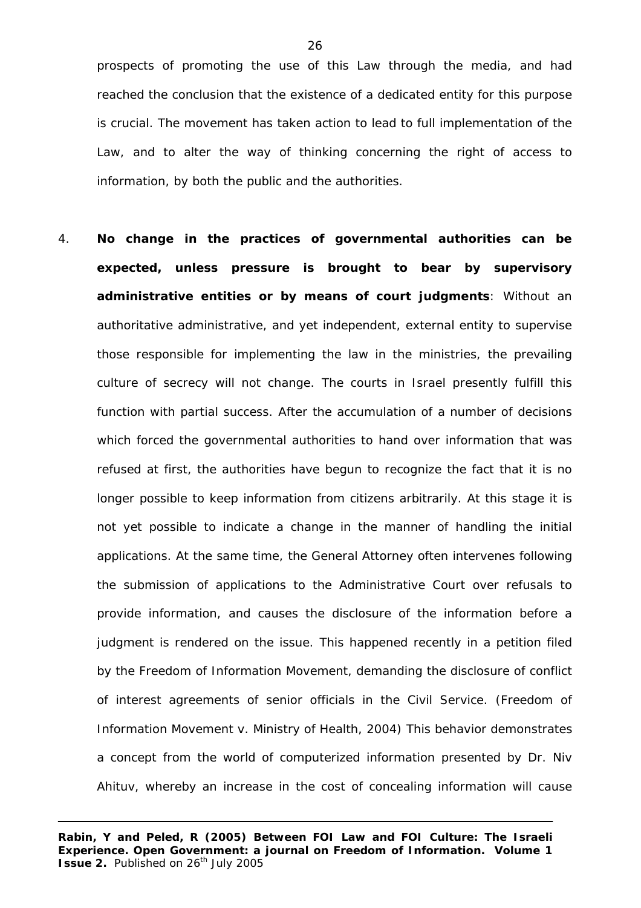prospects of promoting the use of this Law through the media, and had reached the conclusion that the existence of a dedicated entity for this purpose is crucial. The movement has taken action to lead to full implementation of the Law, and to alter the way of thinking concerning the right of access to information, by both the public and the authorities.

4. **No change in the practices of governmental authorities can be expected, unless pressure is brought to bear by supervisory administrative entities or by means of court judgments**: Without an authoritative administrative, and yet independent, external entity to supervise those responsible for implementing the law in the ministries, the prevailing culture of secrecy will not change. The courts in Israel presently fulfill this function with partial success. After the accumulation of a number of decisions which forced the governmental authorities to hand over information that was refused at first, the authorities have begun to recognize the fact that it is no longer possible to keep information from citizens arbitrarily. At this stage it is not yet possible to indicate a change in the manner of handling the initial applications. At the same time, the General Attorney often intervenes following the submission of applications to the Administrative Court over refusals to provide information, and causes the disclosure of the information before a judgment is rendered on the issue. This happened recently in a petition filed by the Freedom of Information Movement, demanding the disclosure of conflict of interest agreements of senior officials in the Civil Service. (Freedom of Information Movement v. Ministry of Health, 2004) This behavior demonstrates a concept from the world of computerized information presented by Dr. Niv Ahituv, whereby an increase in the cost of concealing information will cause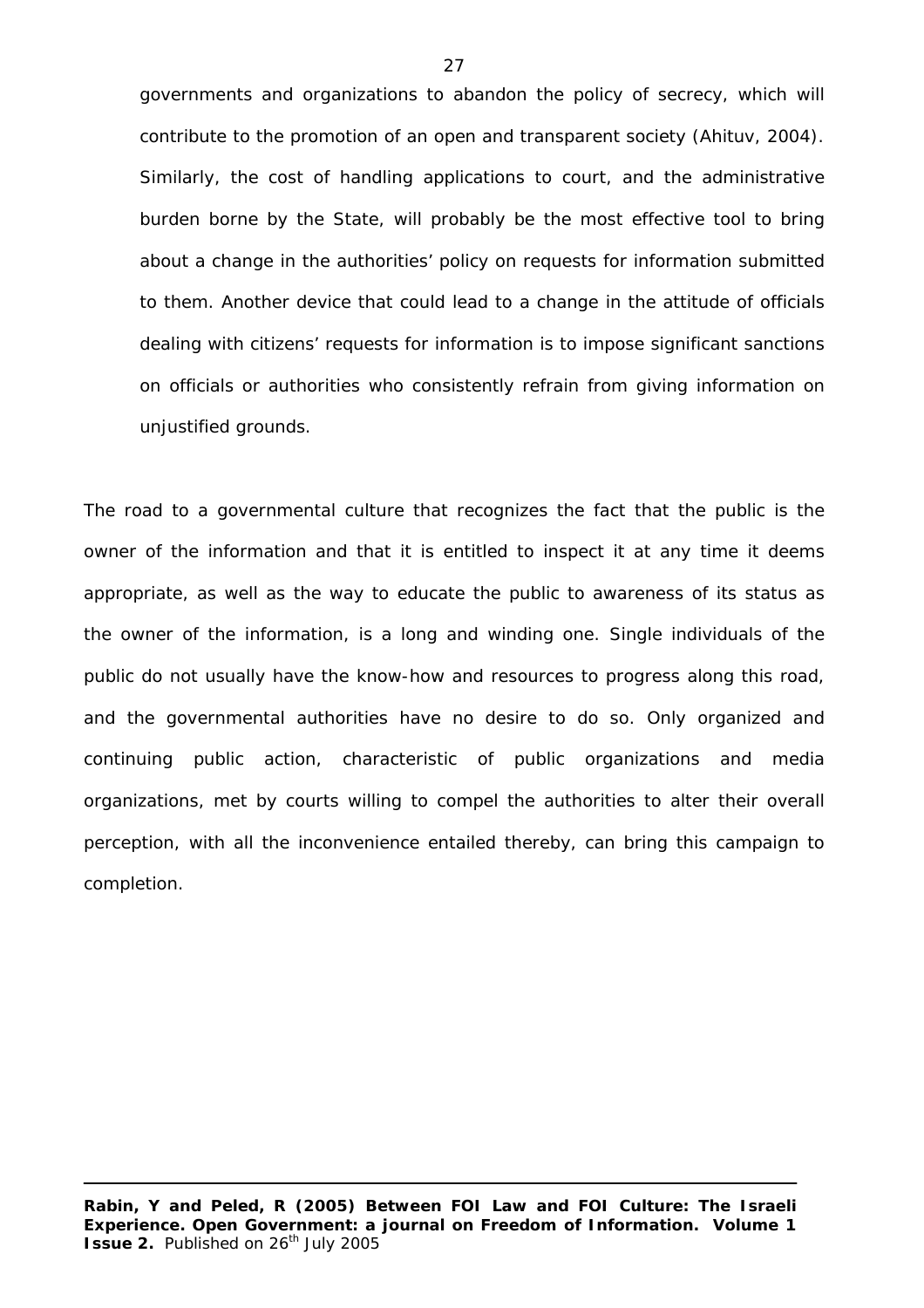governments and organizations to abandon the policy of secrecy, which will contribute to the promotion of an open and transparent society (Ahituv, 2004). Similarly, the cost of handling applications to court, and the administrative burden borne by the State, will probably be the most effective tool to bring about a change in the authorities' policy on requests for information submitted to them. Another device that could lead to a change in the attitude of officials dealing with citizens' requests for information is to impose significant sanctions on officials or authorities who consistently refrain from giving information on unjustified grounds.

The road to a governmental culture that recognizes the fact that the public is the owner of the information and that it is entitled to inspect it at any time it deems appropriate, as well as the way to educate the public to awareness of its status as the owner of the information, is a long and winding one. Single individuals of the public do not usually have the know-how and resources to progress along this road, and the governmental authorities have no desire to do so. Only organized and continuing public action, characteristic of public organizations and media organizations, met by courts willing to compel the authorities to alter their overall perception, with all the inconvenience entailed thereby, can bring this campaign to completion.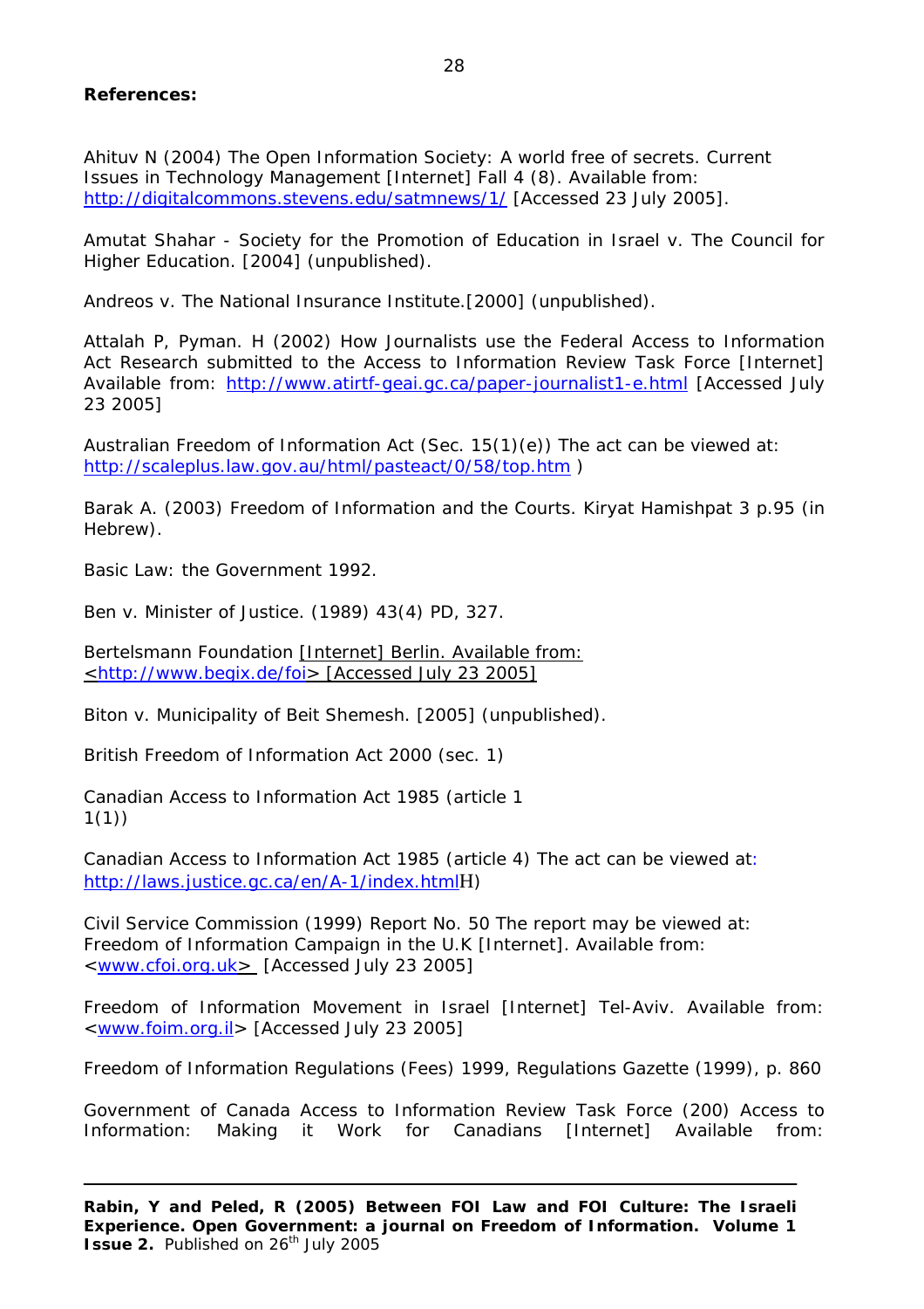**References:**

Ahituv N (2004) The Open Information Society: A world free of secrets. Current Issues in Technology Management [Internet] Fall 4 (8). Available from: http://digitalcommons.stevens.edu/satmnews/1/ [Accessed 23 July 2005].

Amutat Shahar - Society for the Promotion of Education in Israel v. The Council for Higher Education. [2004] (unpublished).

Andreos v. The National Insurance Institute.[2000] (unpublished).

Attalah P, Pyman. H (2002) How Journalists use the Federal Access to Information Act Research submitted to the Access to Information Review Task Force [Internet] Available from: http://www.atirtf-geai.gc.ca/paper-journalist1-e.html [Accessed July 23 2005]

Australian Freedom of Information Act (Sec. 15(1)(e)) The act can be viewed at: http://scaleplus.law.gov.au/html/pasteact/0/58/top.htm )

Barak A. (2003) Freedom of Information and the Courts. Kiryat Hamishpat 3 p.95 (in Hebrew).

Basic Law: the Government 1992.

Ben v. Minister of Justice. (1989) 43(4) PD, 327.

Bertelsmann Foundation [Internet] Berlin. Available from: <http://www.begix.de/foi> [Accessed July 23 2005]

Biton v. Municipality of Beit Shemesh. [2005] (unpublished).

British Freedom of Information Act 2000 (sec. 1)

Canadian Access to Information Act 1985 (article 1 1(1))

Canadian Access to Information Act 1985 (article 4) The act can be viewed at: http://laws.justice.gc.ca/en/A-1/index.htmlH)

Civil Service Commission (1999) Report No. 50 The report may be viewed at: Freedom of Information Campaign in the U.K [Internet]. Available from: <www.cfoi.org.uk> [Accessed July 23 2005]

Freedom of Information Movement in Israel [Internet] Tel-Aviv. Available from: <www.foim.org.il> [Accessed July 23 2005]

Freedom of Information Regulations (Fees) 1999, Regulations Gazette (1999), p. 860

Government of Canada Access to Information Review Task Force (200) Access to Information: Making it Work for Canadians [Internet] Available from: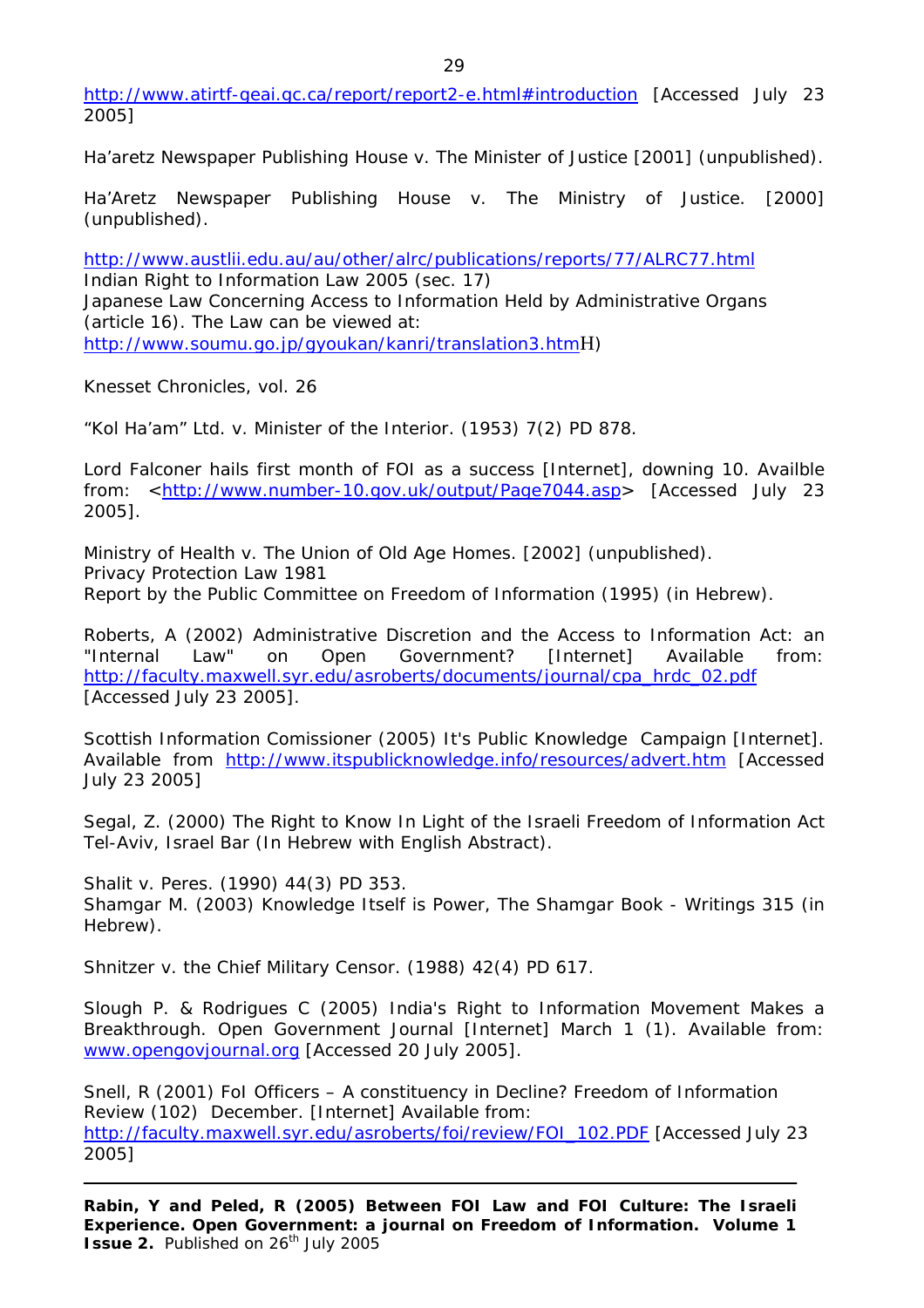http://www.atirtf-geai.gc.ca/report/report2-e.html#introduction [Accessed July 23 2005]

Ha'aretz Newspaper Publishing House v. The Minister of Justice [2001] (unpublished).

Ha'Aretz Newspaper Publishing House v. The Ministry of Justice. [2000] (unpublished).

http://www.austlii.edu.au/au/other/alrc/publications/reports/77/ALRC77.html
Indian Right to Information Law 2005 (sec. 17)
Japanese Law Concerning Access to Information Held by Administrative Organs (article 16). The Law can be viewed at:
http://www.soumu.go.jp/gyoukan/kanri/translation3.htmH)

Knesset Chronicles, vol. 26

"Kol Ha'am" Ltd. v. Minister of the Interior. (1953) 7(2) PD 878.

Lord Falconer hails first month of FOI as a success [Internet], downing 10. Availble from: <http://www.number-10.gov.uk/output/Page7044.asp> [Accessed July 23 2005].

Ministry of Health v. The Union of Old Age Homes. [2002] (unpublished).
Privacy Protection Law 1981
Report by the Public Committee on Freedom of Information (1995) (in Hebrew).

Roberts, A (2002) Administrative Discretion and the Access to Information Act: an "Internal Law" on Open Government? [Internet] Available from: http://faculty.maxwell.syr.edu/asroberts/documents/journal/cpa_hrdc_02.pdf [Accessed July 23 2005].

Scottish Information Comissioner (2005) It's Public Knowledge Campaign [Internet]. Available from http://www.itspublicknowledge.info/resources/advert.htm [Accessed July 23 2005]

Segal, Z. (2000) The Right to Know In Light of the Israeli Freedom of Information Act Tel-Aviv, Israel Bar (In Hebrew with English Abstract).

Shalit v. Peres. (1990) 44(3) PD 353.
Shamgar M. (2003) Knowledge Itself is Power, The Shamgar Book - Writings 315 (in Hebrew).

Shnitzer v. the Chief Military Censor. (1988) 42(4) PD 617.

Slough P. & Rodrigues C (2005) India's Right to Information Movement Makes a Breakthrough. Open Government Journal [Internet] March 1 (1). Available from: www.opengovjournal.org [Accessed 20 July 2005].

Snell, R (2001) FoI Officers – A constituency in Decline? Freedom of Information Review (102) December. [Internet] Available from:
http://faculty.maxwell.syr.edu/asroberts/foi/review/FOI_102.PDF [Accessed July 23 2005]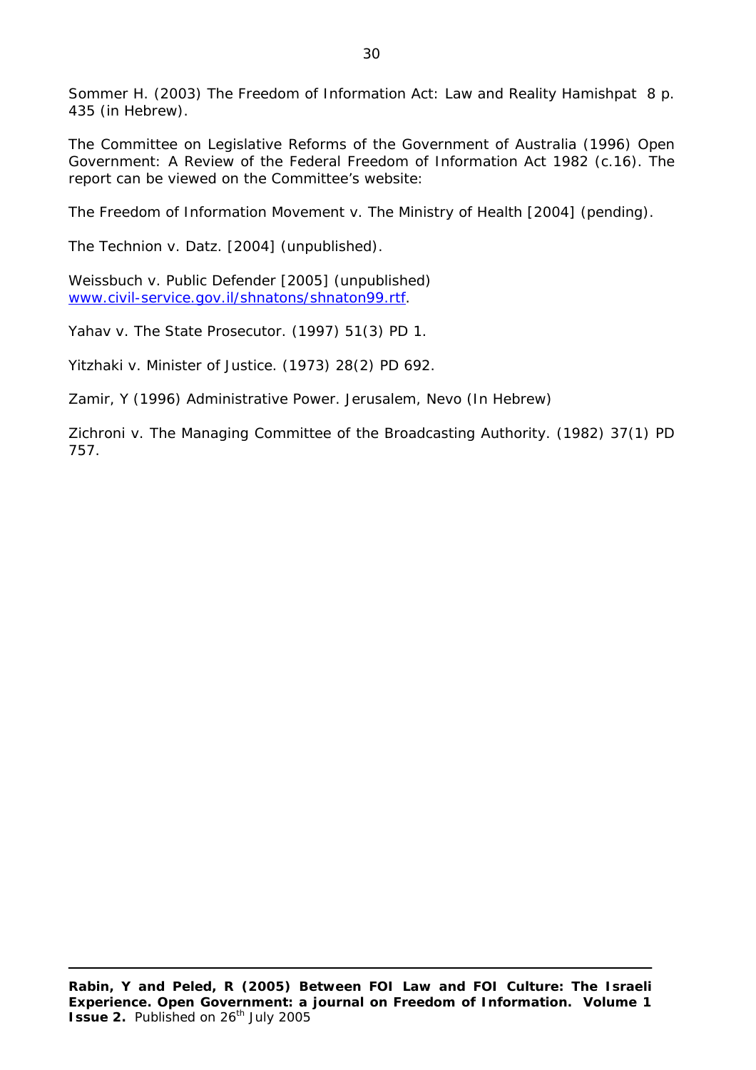Sommer H. (2003) The Freedom of Information Act: Law and Reality Hamishpat 8 p. 435 (in Hebrew).

The Committee on Legislative Reforms of the Government of Australia (1996) Open Government: A Review of the Federal Freedom of Information Act 1982 (c.16). The report can be viewed on the Committee's website:

The Freedom of Information Movement v. The Ministry of Health [2004] (pending).

The Technion v. Datz. [2004] (unpublished).

Weissbuch v. Public Defender [2005] (unpublished) [www.civil-service.gov.il/shnatons/shnaton99.rtf](www.civil-service.gov.il/shnatons/shnaton99.rtf).

Yahav v. The State Prosecutor. (1997) 51(3) PD 1.

Yitzhaki v. Minister of Justice. (1973) 28(2) PD 692.

Zamir, Y (1996) Administrative Power. Jerusalem, Nevo (In Hebrew)

Zichroni v. The Managing Committee of the Broadcasting Authority. (1982) 37(1) PD 757.